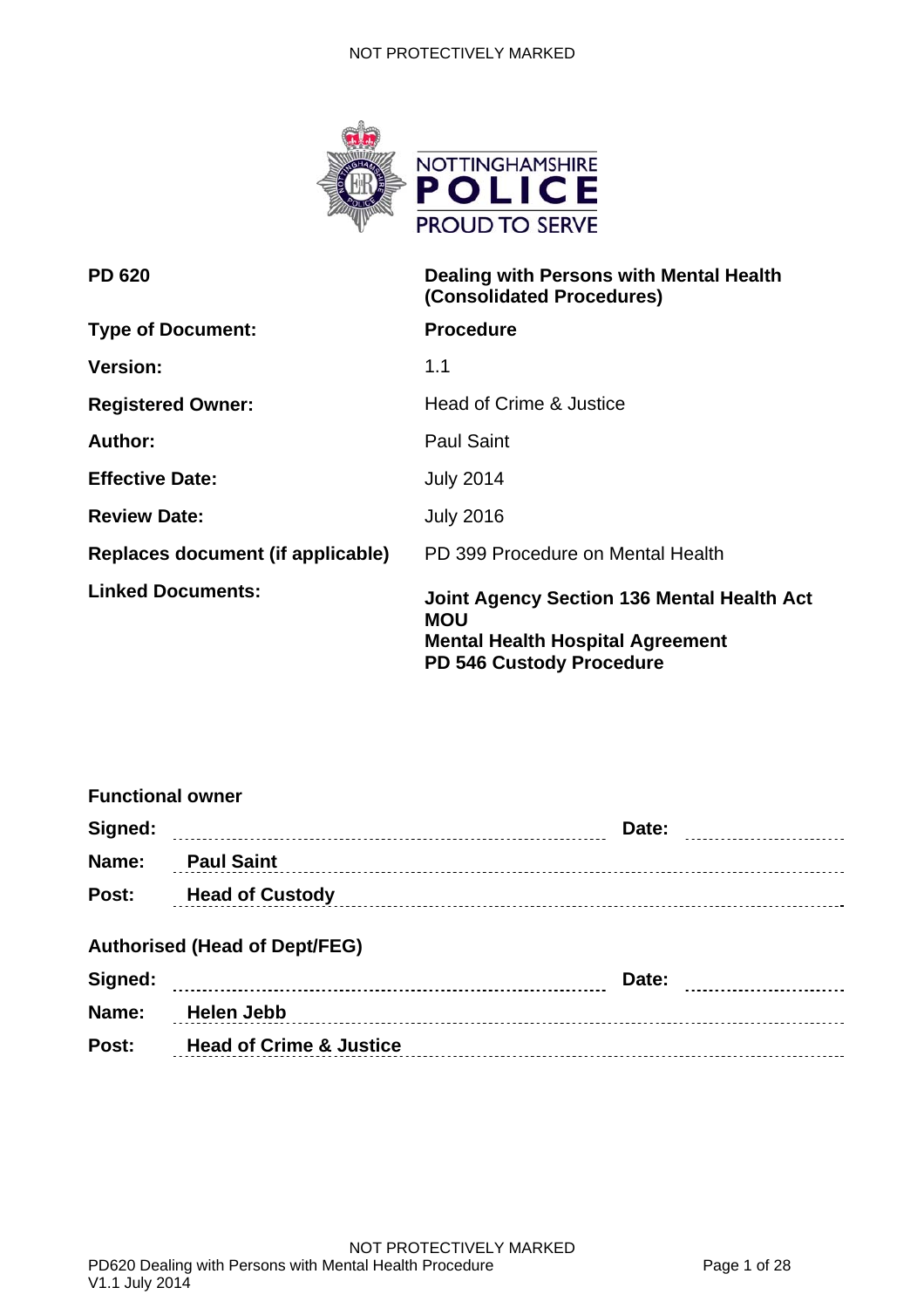NOT PROTECTIVELY MARKED

NOTTINGHAMSHIRE
POLICE
PROUD TO SERVE

| | |
|---|---|
| **PD 620** | **Dealing with Persons with Mental Health (Consolidated Procedures)** |
| **Type of Document:** | **Procedure** |
| **Version:** | 1.1 |
| **Registered Owner:** | Head of Crime & Justice |
| **Author:** | Paul Saint |
| **Effective Date:** | July 2014 |
| **Review Date:** | July 2016 |
| **Replaces document (if applicable)** | PD 399 Procedure on Mental Health |
| **Linked Documents:** | **Joint Agency Section 136 Mental Health Act MOU**<br>**Mental Health Hospital Agreement**<br>**PD 546 Custody Procedure** |

**Functional owner**

**Signed:** .................................................... **Date:** ....................

**Name:** **Paul Saint**

**Post:** **Head of Custody**

**Authorised (Head of Dept/FEG)**

**Signed:** .................................................... **Date:** ....................

**Name:** **Helen Jebb**

**Post:** **Head of Crime & Justice**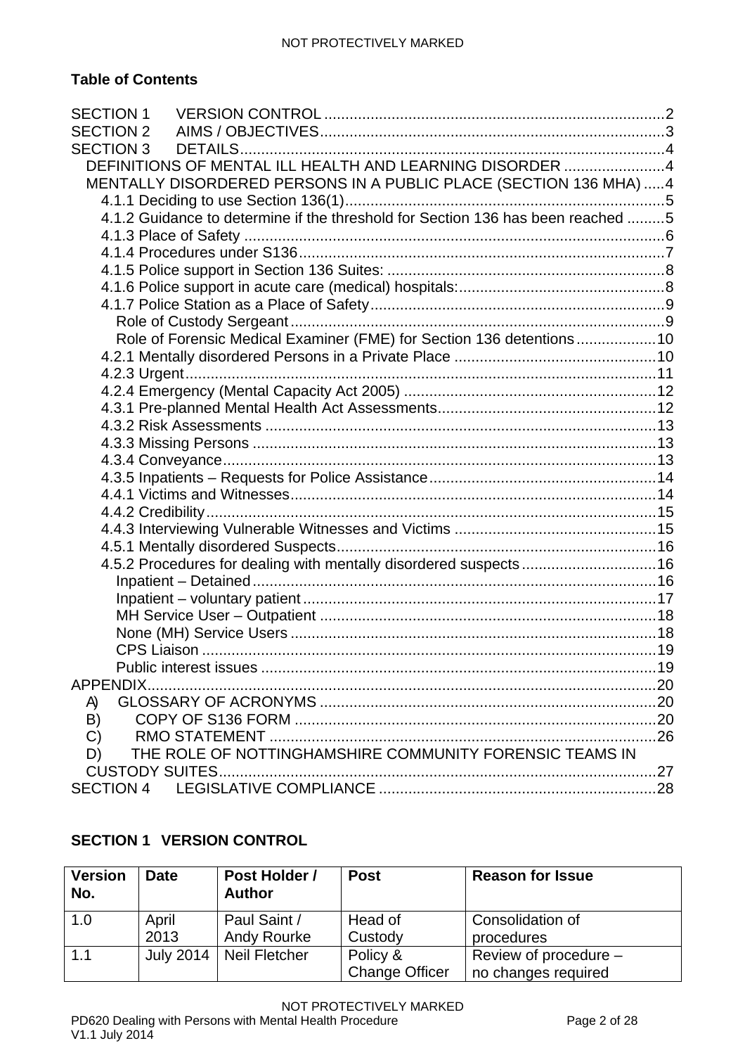**Table of Contents**

SECTION 1 VERSION CONTROL .................................................................................2
SECTION 2 AIMS / OBJECTIVES..................................................................................3
SECTION 3 DETAILS.....................................................................................................4
- DEFINITIONS OF MENTAL ILL HEALTH AND LEARNING DISORDER ........................4
- MENTALLY DISORDERED PERSONS IN A PUBLIC PLACE (SECTION 136 MHA) .....4
  - 4.1.1 Deciding to use Section 136(1).............................................................................5
  - 4.1.2 Guidance to determine if the threshold for Section 136 has been reached .........5
  - 4.1.3 Place of Safety ....................................................................................................6
  - 4.1.4 Procedures under S136.......................................................................................7
  - 4.1.5 Police support in Section 136 Suites: ..................................................................8
  - 4.1.6 Police support in acute care (medical) hospitals:.................................................8
  - 4.1.7 Police Station as a Place of Safety......................................................................9
    - Role of Custody Sergeant.........................................................................................9
    - Role of Forensic Medical Examiner (FME) for Section 136 detentions...................10
  - 4.2.1 Mentally disordered Persons in a Private Place ................................................10
  - 4.2.3 Urgent................................................................................................................11
  - 4.2.4 Emergency (Mental Capacity Act 2005) ............................................................12
  - 4.3.1 Pre-planned Mental Health Act Assessments....................................................12
  - 4.3.2 Risk Assessments .............................................................................................13
  - 4.3.3 Missing Persons ................................................................................................13
  - 4.3.4 Conveyance.......................................................................................................13
  - 4.3.5 Inpatients – Requests for Police Assistance......................................................14
  - 4.4.1 Victims and Witnesses.......................................................................................14
  - 4.4.2 Credibility...........................................................................................................15
  - 4.4.3 Interviewing Vulnerable Witnesses and Victims ................................................15
  - 4.5.1 Mentally disordered Suspects............................................................................16
  - 4.5.2 Procedures for dealing with mentally disordered suspects................................16
    - Inpatient – Detained................................................................................................16
    - Inpatient – voluntary patient....................................................................................17
    - MH Service User – Outpatient ................................................................................18
    - None (MH) Service Users .......................................................................................18
    - CPS Liaison ............................................................................................................19
    - Public interest issues ..............................................................................................19

APPENDIX.........................................................................................................................20
- A) GLOSSARY OF ACRONYMS ................................................................................20
- B) COPY OF S136 FORM ......................................................................................20
- C) RMO STATEMENT ............................................................................................26
- D) THE ROLE OF NOTTINGHAMSHIRE COMMUNITY FORENSIC TEAMS IN CUSTODY SUITES.......................................................................................................27

SECTION 4 LEGISLATIVE COMPLIANCE .................................................................28

## SECTION 1 VERSION CONTROL

| Version No. | Date | Post Holder / Author | Post | Reason for Issue |
|---|---|---|---|---|
| 1.0 | April 2013 | Paul Saint / Andy Rourke | Head of Custody | Consolidation of procedures |
| 1.1 | July 2014 | Neil Fletcher | Policy & Change Officer | Review of procedure – no changes required |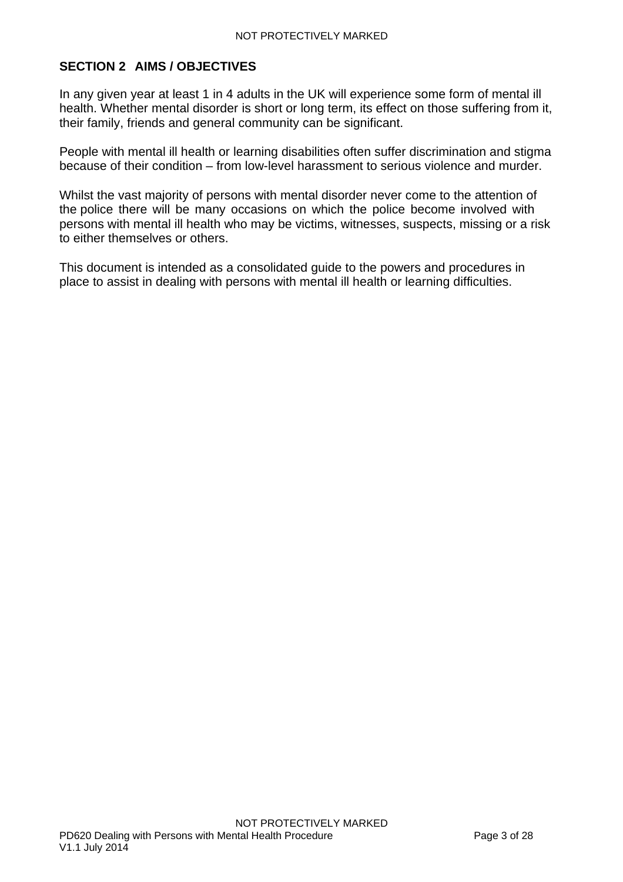## SECTION 2 AIMS / OBJECTIVES

In any given year at least 1 in 4 adults in the UK will experience some form of mental ill health. Whether mental disorder is short or long term, its effect on those suffering from it, their family, friends and general community can be significant.

People with mental ill health or learning disabilities often suffer discrimination and stigma because of their condition – from low-level harassment to serious violence and murder.

Whilst the vast majority of persons with mental disorder never come to the attention of the police there will be many occasions on which the police become involved with persons with mental ill health who may be victims, witnesses, suspects, missing or a risk to either themselves or others.

This document is intended as a consolidated guide to the powers and procedures in place to assist in dealing with persons with mental ill health or learning difficulties.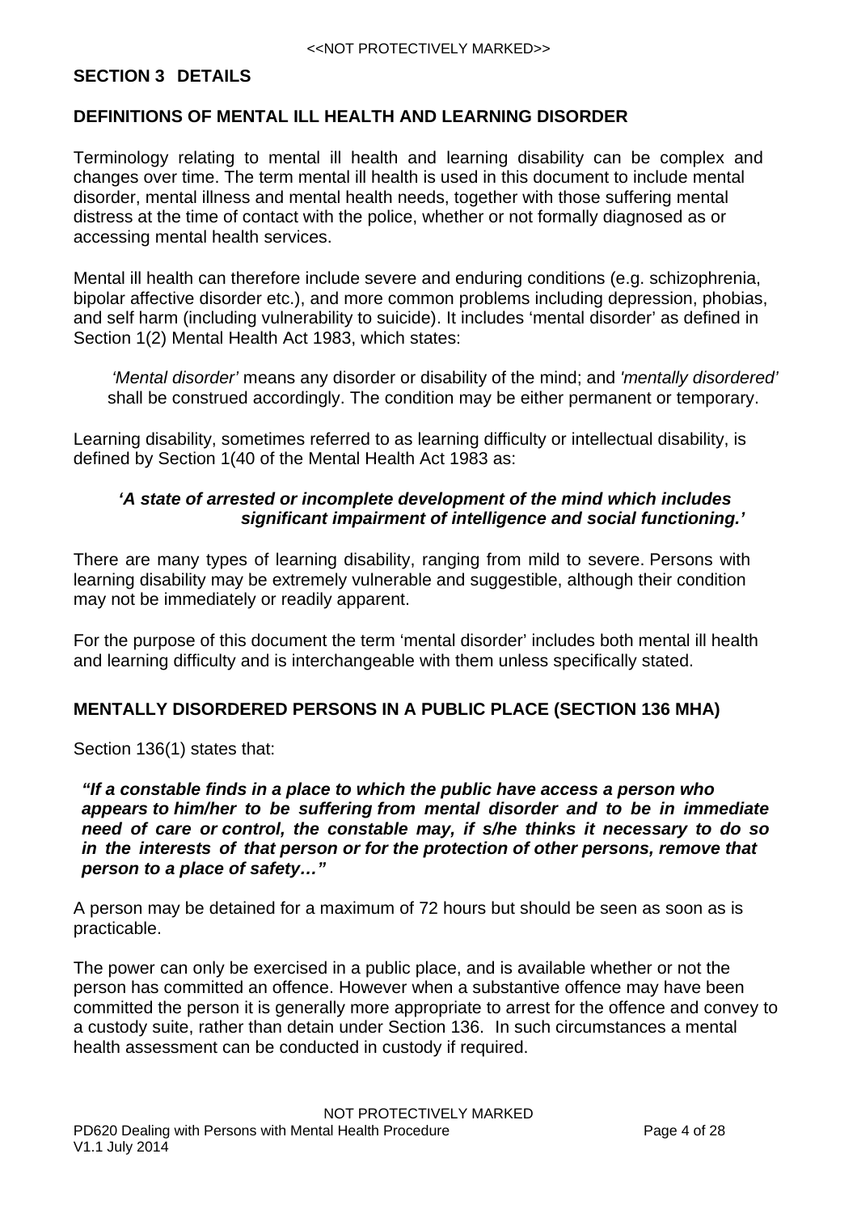## SECTION 3 DETAILS

### DEFINITIONS OF MENTAL ILL HEALTH AND LEARNING DISORDER

Terminology relating to mental ill health and learning disability can be complex and changes over time. The term mental ill health is used in this document to include mental disorder, mental illness and mental health needs, together with those suffering mental distress at the time of contact with the police, whether or not formally diagnosed as or accessing mental health services.

Mental ill health can therefore include severe and enduring conditions (e.g. schizophrenia, bipolar affective disorder etc.), and more common problems including depression, phobias, and self harm (including vulnerability to suicide). It includes 'mental disorder' as defined in Section 1(2) Mental Health Act 1983, which states:

> *'Mental disorder'* means any disorder or disability of the mind; and *'mentally disordered'* shall be construed accordingly. The condition may be either permanent or temporary.

Learning disability, sometimes referred to as learning difficulty or intellectual disability, is defined by Section 1(40 of the Mental Health Act 1983 as:

> ***'A state of arrested or incomplete development of the mind which includes significant impairment of intelligence and social functioning.'***

There are many types of learning disability, ranging from mild to severe. Persons with learning disability may be extremely vulnerable and suggestible, although their condition may not be immediately or readily apparent.

For the purpose of this document the term 'mental disorder' includes both mental ill health and learning difficulty and is interchangeable with them unless specifically stated.

### MENTALLY DISORDERED PERSONS IN A PUBLIC PLACE (SECTION 136 MHA)

Section 136(1) states that:

> ***"If a constable finds in a place to which the public have access a person who appears to him/her to be suffering from mental disorder and to be in immediate need of care or control, the constable may, if s/he thinks it necessary to do so in the interests of that person or for the protection of other persons, remove that person to a place of safety…"***

A person may be detained for a maximum of 72 hours but should be seen as soon as is practicable.

The power can only be exercised in a public place, and is available whether or not the person has committed an offence. However when a substantive offence may have been committed the person it is generally more appropriate to arrest for the offence and convey to a custody suite, rather than detain under Section 136. In such circumstances a mental health assessment can be conducted in custody if required.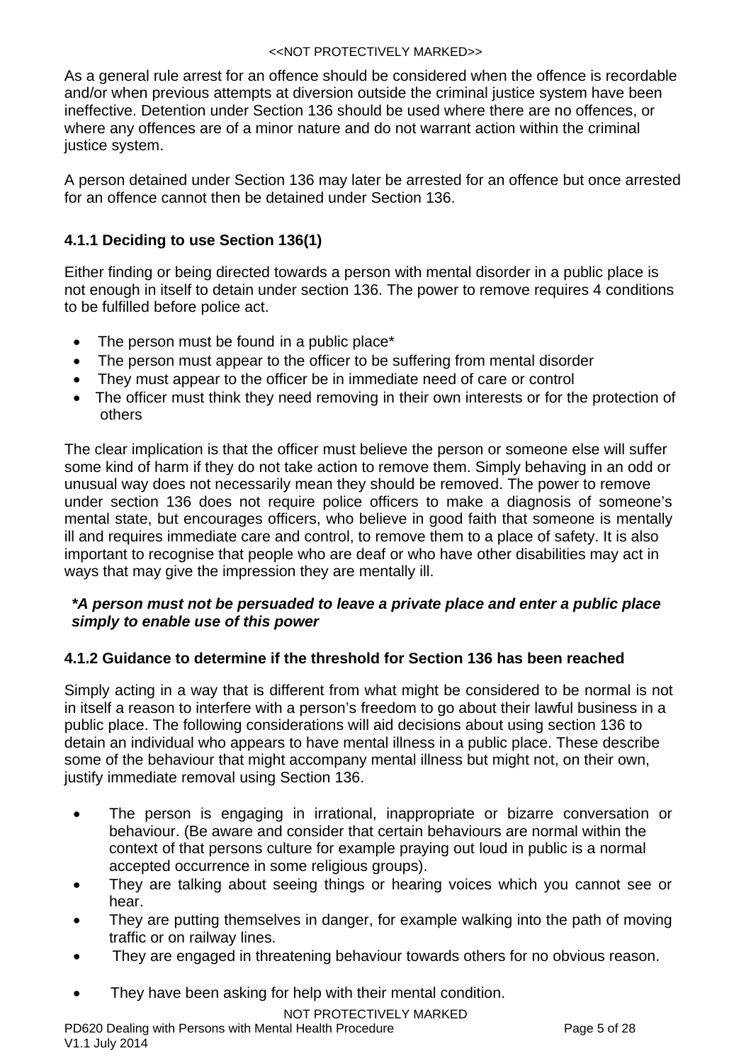As a general rule arrest for an offence should be considered when the offence is recordable and/or when previous attempts at diversion outside the criminal justice system have been ineffective. Detention under Section 136 should be used where there are no offences, or where any offences are of a minor nature and do not warrant action within the criminal justice system.

A person detained under Section 136 may later be arrested for an offence but once arrested for an offence cannot then be detained under Section 136.

### 4.1.1 Deciding to use Section 136(1)

Either finding or being directed towards a person with mental disorder in a public place is not enough in itself to detain under section 136. The power to remove requires 4 conditions to be fulfilled before police act.

- The person must be found in a public place*
- The person must appear to the officer to be suffering from mental disorder
- They must appear to the officer be in immediate need of care or control
- The officer must think they need removing in their own interests or for the protection of others

The clear implication is that the officer must believe the person or someone else will suffer some kind of harm if they do not take action to remove them. Simply behaving in an odd or unusual way does not necessarily mean they should be removed. The power to remove under section 136 does not require police officers to make a diagnosis of someone's mental state, but encourages officers, who believe in good faith that someone is mentally ill and requires immediate care and control, to remove them to a place of safety. It is also important to recognise that people who are deaf or who have other disabilities may act in ways that may give the impression they are mentally ill.

***A person must not be persuaded to leave a private place and enter a public place simply to enable use of this power***

### 4.1.2 Guidance to determine if the threshold for Section 136 has been reached

Simply acting in a way that is different from what might be considered to be normal is not in itself a reason to interfere with a person's freedom to go about their lawful business in a public place. The following considerations will aid decisions about using section 136 to detain an individual who appears to have mental illness in a public place. These describe some of the behaviour that might accompany mental illness but might not, on their own, justify immediate removal using Section 136.

- The person is engaging in irrational, inappropriate or bizarre conversation or behaviour. (Be aware and consider that certain behaviours are normal within the context of that persons culture for example praying out loud in public is a normal accepted occurrence in some religious groups).
- They are talking about seeing things or hearing voices which you cannot see or hear.
- They are putting themselves in danger, for example walking into the path of moving traffic or on railway lines.
- They are engaged in threatening behaviour towards others for no obvious reason.
- They have been asking for help with their mental condition.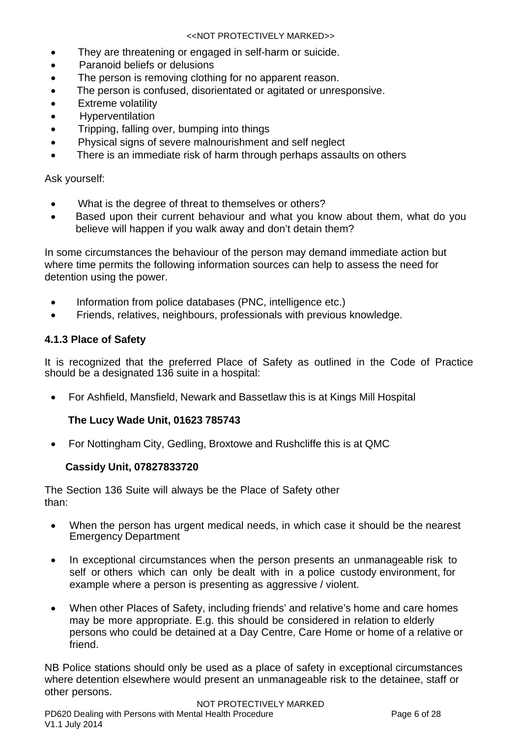- They are threatening or engaged in self-harm or suicide.
- Paranoid beliefs or delusions
- The person is removing clothing for no apparent reason.
- The person is confused, disorientated or agitated or unresponsive.
- Extreme volatility
- Hyperventilation
- Tripping, falling over, bumping into things
- Physical signs of severe malnourishment and self neglect
- There is an immediate risk of harm through perhaps assaults on others

Ask yourself:

- What is the degree of threat to themselves or others?
- Based upon their current behaviour and what you know about them, what do you believe will happen if you walk away and don't detain them?

In some circumstances the behaviour of the person may demand immediate action but where time permits the following information sources can help to assess the need for detention using the power.

- Information from police databases (PNC, intelligence etc.)
- Friends, relatives, neighbours, professionals with previous knowledge.

### 4.1.3 Place of Safety

It is recognized that the preferred Place of Safety as outlined in the Code of Practice should be a designated 136 suite in a hospital:

- For Ashfield, Mansfield, Newark and Bassetlaw this is at Kings Mill Hospital

  **The Lucy Wade Unit, 01623 785743**

- For Nottingham City, Gedling, Broxtowe and Rushcliffe this is at QMC

  **Cassidy Unit, 07827833720**

The Section 136 Suite will always be the Place of Safety other than:

- When the person has urgent medical needs, in which case it should be the nearest Emergency Department

- In exceptional circumstances when the person presents an unmanageable risk to self or others which can only be dealt with in a police custody environment, for example where a person is presenting as aggressive / violent.

- When other Places of Safety, including friends' and relative's home and care homes may be more appropriate. E.g. this should be considered in relation to elderly persons who could be detained at a Day Centre, Care Home or home of a relative or friend.

NB Police stations should only be used as a place of safety in exceptional circumstances where detention elsewhere would present an unmanageable risk to the detainee, staff or other persons.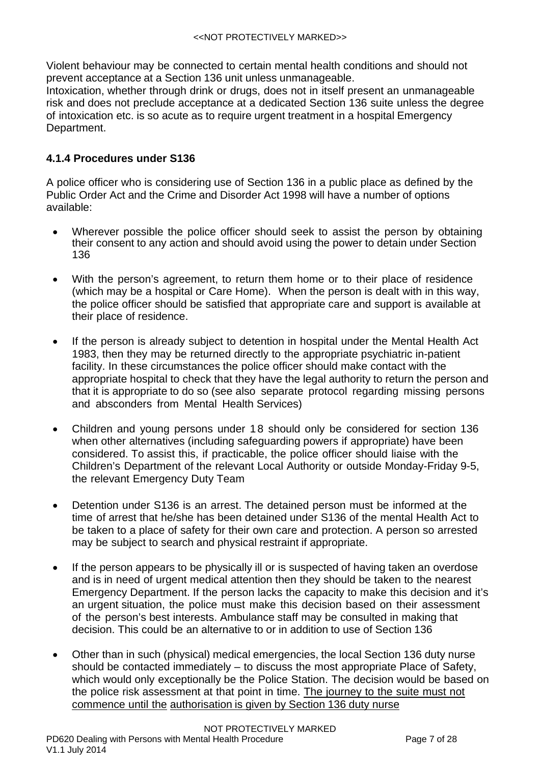Violent behaviour may be connected to certain mental health conditions and should not prevent acceptance at a Section 136 unit unless unmanageable.
Intoxication, whether through drink or drugs, does not in itself present an unmanageable risk and does not preclude acceptance at a dedicated Section 136 suite unless the degree of intoxication etc. is so acute as to require urgent treatment in a hospital Emergency Department.

### 4.1.4 Procedures under S136

A police officer who is considering use of Section 136 in a public place as defined by the Public Order Act and the Crime and Disorder Act 1998 will have a number of options available:

- Wherever possible the police officer should seek to assist the person by obtaining their consent to any action and should avoid using the power to detain under Section 136

- With the person's agreement, to return them home or to their place of residence (which may be a hospital or Care Home). When the person is dealt with in this way, the police officer should be satisfied that appropriate care and support is available at their place of residence.

- If the person is already subject to detention in hospital under the Mental Health Act 1983, then they may be returned directly to the appropriate psychiatric in-patient facility. In these circumstances the police officer should make contact with the appropriate hospital to check that they have the legal authority to return the person and that it is appropriate to do so (see also separate protocol regarding missing persons and absconders from Mental Health Services)

- Children and young persons under 18 should only be considered for section 136 when other alternatives (including safeguarding powers if appropriate) have been considered. To assist this, if practicable, the police officer should liaise with the Children's Department of the relevant Local Authority or outside Monday-Friday 9-5, the relevant Emergency Duty Team

- Detention under S136 is an arrest. The detained person must be informed at the time of arrest that he/she has been detained under S136 of the mental Health Act to be taken to a place of safety for their own care and protection. A person so arrested may be subject to search and physical restraint if appropriate.

- If the person appears to be physically ill or is suspected of having taken an overdose and is in need of urgent medical attention then they should be taken to the nearest Emergency Department. If the person lacks the capacity to make this decision and it's an urgent situation, the police must make this decision based on their assessment of the person's best interests. Ambulance staff may be consulted in making that decision. This could be an alternative to or in addition to use of Section 136

- Other than in such (physical) medical emergencies, the local Section 136 duty nurse should be contacted immediately – to discuss the most appropriate Place of Safety, which would only exceptionally be the Police Station. The decision would be based on the police risk assessment at that point in time. <u>The journey to the suite must not commence until the authorisation is given by Section 136 duty nurse</u>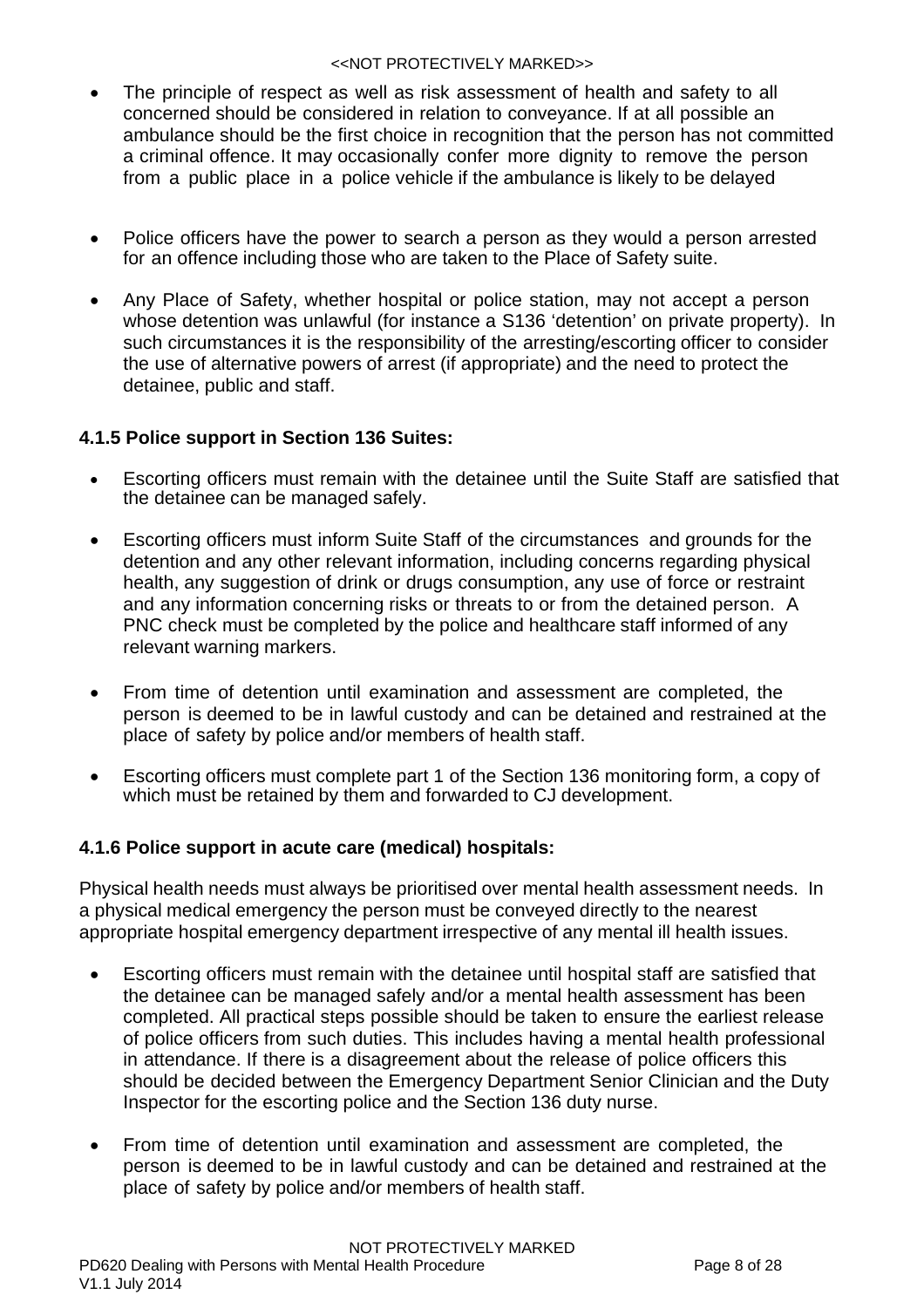- The principle of respect as well as risk assessment of health and safety to all concerned should be considered in relation to conveyance. If at all possible an ambulance should be the first choice in recognition that the person has not committed a criminal offence. It may occasionally confer more dignity to remove the person from a public place in a police vehicle if the ambulance is likely to be delayed

- Police officers have the power to search a person as they would a person arrested for an offence including those who are taken to the Place of Safety suite.

- Any Place of Safety, whether hospital or police station, may not accept a person whose detention was unlawful (for instance a S136 'detention' on private property). In such circumstances it is the responsibility of the arresting/escorting officer to consider the use of alternative powers of arrest (if appropriate) and the need to protect the detainee, public and staff.

### 4.1.5 Police support in Section 136 Suites:

- Escorting officers must remain with the detainee until the Suite Staff are satisfied that the detainee can be managed safely.

- Escorting officers must inform Suite Staff of the circumstances and grounds for the detention and any other relevant information, including concerns regarding physical health, any suggestion of drink or drugs consumption, any use of force or restraint and any information concerning risks or threats to or from the detained person. A PNC check must be completed by the police and healthcare staff informed of any relevant warning markers.

- From time of detention until examination and assessment are completed, the person is deemed to be in lawful custody and can be detained and restrained at the place of safety by police and/or members of health staff.

- Escorting officers must complete part 1 of the Section 136 monitoring form, a copy of which must be retained by them and forwarded to CJ development.

### 4.1.6 Police support in acute care (medical) hospitals:

Physical health needs must always be prioritised over mental health assessment needs. In a physical medical emergency the person must be conveyed directly to the nearest appropriate hospital emergency department irrespective of any mental ill health issues.

- Escorting officers must remain with the detainee until hospital staff are satisfied that the detainee can be managed safely and/or a mental health assessment has been completed. All practical steps possible should be taken to ensure the earliest release of police officers from such duties. This includes having a mental health professional in attendance. If there is a disagreement about the release of police officers this should be decided between the Emergency Department Senior Clinician and the Duty Inspector for the escorting police and the Section 136 duty nurse.

- From time of detention until examination and assessment are completed, the person is deemed to be in lawful custody and can be detained and restrained at the place of safety by police and/or members of health staff.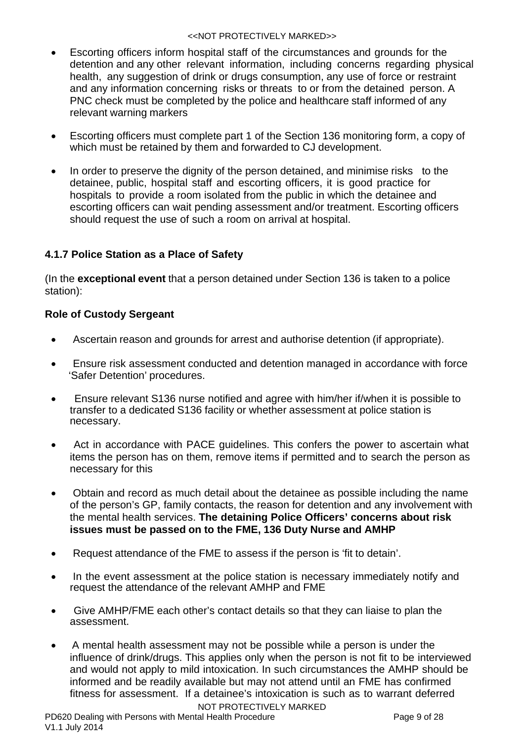- Escorting officers inform hospital staff of the circumstances and grounds for the detention and any other relevant information, including concerns regarding physical health, any suggestion of drink or drugs consumption, any use of force or restraint and any information concerning risks or threats to or from the detained person. A PNC check must be completed by the police and healthcare staff informed of any relevant warning markers

- Escorting officers must complete part 1 of the Section 136 monitoring form, a copy of which must be retained by them and forwarded to CJ development.

- In order to preserve the dignity of the person detained, and minimise risks to the detainee, public, hospital staff and escorting officers, it is good practice for hospitals to provide a room isolated from the public in which the detainee and escorting officers can wait pending assessment and/or treatment. Escorting officers should request the use of such a room on arrival at hospital.

### 4.1.7 Police Station as a Place of Safety

(In the **exceptional event** that a person detained under Section 136 is taken to a police station):

**Role of Custody Sergeant**

- Ascertain reason and grounds for arrest and authorise detention (if appropriate).

- Ensure risk assessment conducted and detention managed in accordance with force 'Safer Detention' procedures.

- Ensure relevant S136 nurse notified and agree with him/her if/when it is possible to transfer to a dedicated S136 facility or whether assessment at police station is necessary.

- Act in accordance with PACE guidelines. This confers the power to ascertain what items the person has on them, remove items if permitted and to search the person as necessary for this

- Obtain and record as much detail about the detainee as possible including the name of the person's GP, family contacts, the reason for detention and any involvement with the mental health services. **The detaining Police Officers' concerns about risk issues must be passed on to the FME, 136 Duty Nurse and AMHP**

- Request attendance of the FME to assess if the person is 'fit to detain'.

- In the event assessment at the police station is necessary immediately notify and request the attendance of the relevant AMHP and FME

- Give AMHP/FME each other's contact details so that they can liaise to plan the assessment.

- A mental health assessment may not be possible while a person is under the influence of drink/drugs. This applies only when the person is not fit to be interviewed and would not apply to mild intoxication. In such circumstances the AMHP should be informed and be readily available but may not attend until an FME has confirmed fitness for assessment. If a detainee's intoxication is such as to warrant deferred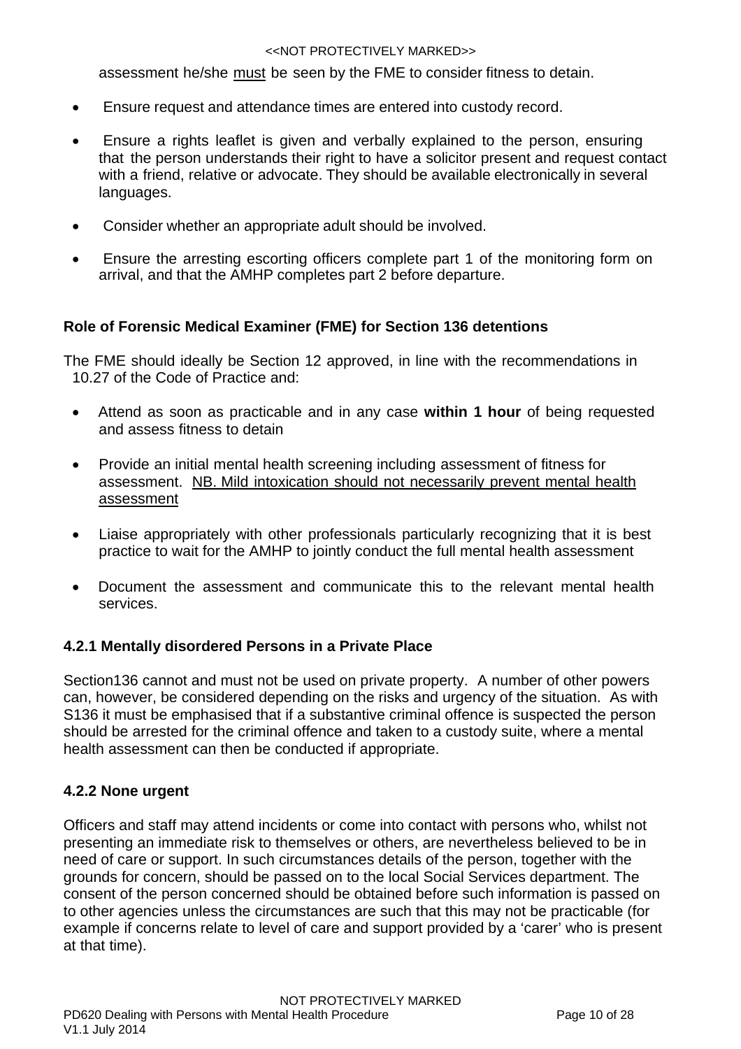assessment he/she <u>must</u> be seen by the FME to consider fitness to detain.

- Ensure request and attendance times are entered into custody record.
- Ensure a rights leaflet is given and verbally explained to the person, ensuring that the person understands their right to have a solicitor present and request contact with a friend, relative or advocate. They should be available electronically in several languages.
- Consider whether an appropriate adult should be involved.
- Ensure the arresting escorting officers complete part 1 of the monitoring form on arrival, and that the AMHP completes part 2 before departure.

**Role of Forensic Medical Examiner (FME) for Section 136 detentions**

The FME should ideally be Section 12 approved, in line with the recommendations in 10.27 of the Code of Practice and:

- Attend as soon as practicable and in any case **within 1 hour** of being requested and assess fitness to detain
- Provide an initial mental health screening including assessment of fitness for assessment. <u>NB. Mild intoxication should not necessarily prevent mental health assessment</u>
- Liaise appropriately with other professionals particularly recognizing that it is best practice to wait for the AMHP to jointly conduct the full mental health assessment
- Document the assessment and communicate this to the relevant mental health services.

### 4.2.1 Mentally disordered Persons in a Private Place

Section136 cannot and must not be used on private property. A number of other powers can, however, be considered depending on the risks and urgency of the situation. As with S136 it must be emphasised that if a substantive criminal offence is suspected the person should be arrested for the criminal offence and taken to a custody suite, where a mental health assessment can then be conducted if appropriate.

### 4.2.2 None urgent

Officers and staff may attend incidents or come into contact with persons who, whilst not presenting an immediate risk to themselves or others, are nevertheless believed to be in need of care or support. In such circumstances details of the person, together with the grounds for concern, should be passed on to the local Social Services department. The consent of the person concerned should be obtained before such information is passed on to other agencies unless the circumstances are such that this may not be practicable (for example if concerns relate to level of care and support provided by a 'carer' who is present at that time).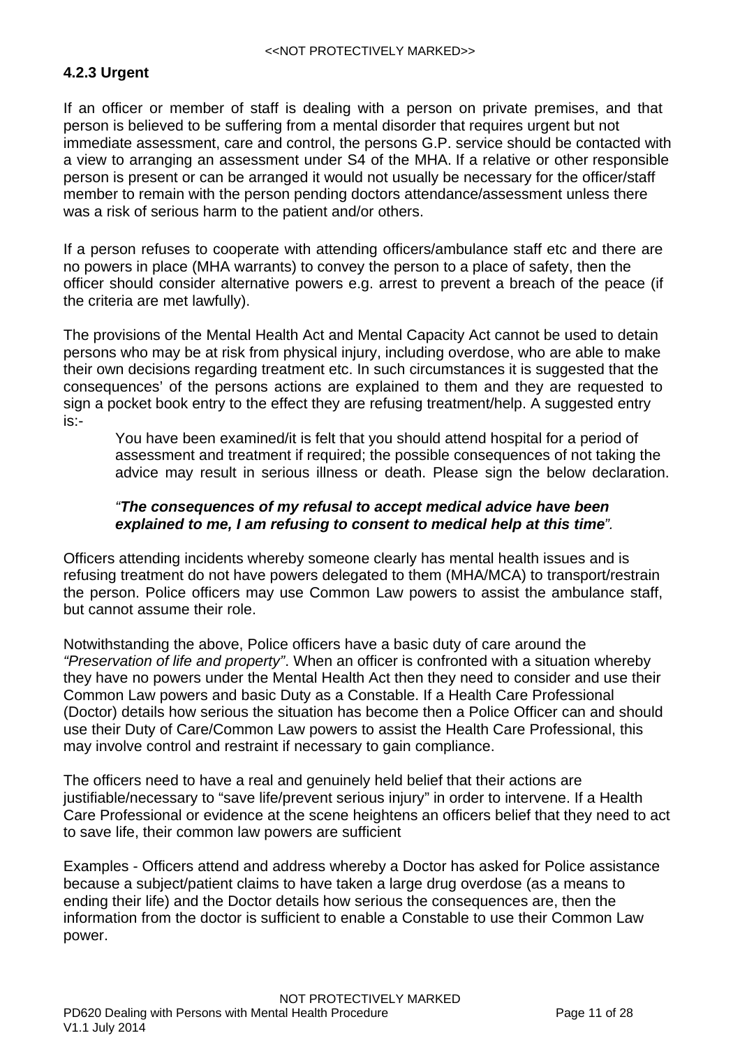### 4.2.3 Urgent

If an officer or member of staff is dealing with a person on private premises, and that person is believed to be suffering from a mental disorder that requires urgent but not immediate assessment, care and control, the persons G.P. service should be contacted with a view to arranging an assessment under S4 of the MHA. If a relative or other responsible person is present or can be arranged it would not usually be necessary for the officer/staff member to remain with the person pending doctors attendance/assessment unless there was a risk of serious harm to the patient and/or others.

If a person refuses to cooperate with attending officers/ambulance staff etc and there are no powers in place (MHA warrants) to convey the person to a place of safety, then the officer should consider alternative powers e.g. arrest to prevent a breach of the peace (if the criteria are met lawfully).

The provisions of the Mental Health Act and Mental Capacity Act cannot be used to detain persons who may be at risk from physical injury, including overdose, who are able to make their own decisions regarding treatment etc. In such circumstances it is suggested that the consequences' of the persons actions are explained to them and they are requested to sign a pocket book entry to the effect they are refusing treatment/help. A suggested entry is:-

> You have been examined/it is felt that you should attend hospital for a period of assessment and treatment if required; the possible consequences of not taking the advice may result in serious illness or death. Please sign the below declaration.
>
> *"**The consequences of my refusal to accept medical advice have been explained to me, I am refusing to consent to medical help at this time**".*

Officers attending incidents whereby someone clearly has mental health issues and is refusing treatment do not have powers delegated to them (MHA/MCA) to transport/restrain the person. Police officers may use Common Law powers to assist the ambulance staff, but cannot assume their role.

Notwithstanding the above, Police officers have a basic duty of care around the *"Preservation of life and property"*. When an officer is confronted with a situation whereby they have no powers under the Mental Health Act then they need to consider and use their Common Law powers and basic Duty as a Constable. If a Health Care Professional (Doctor) details how serious the situation has become then a Police Officer can and should use their Duty of Care/Common Law powers to assist the Health Care Professional, this may involve control and restraint if necessary to gain compliance.

The officers need to have a real and genuinely held belief that their actions are justifiable/necessary to "save life/prevent serious injury" in order to intervene. If a Health Care Professional or evidence at the scene heightens an officers belief that they need to act to save life, their common law powers are sufficient

Examples - Officers attend and address whereby a Doctor has asked for Police assistance because a subject/patient claims to have taken a large drug overdose (as a means to ending their life) and the Doctor details how serious the consequences are, then the information from the doctor is sufficient to enable a Constable to use their Common Law power.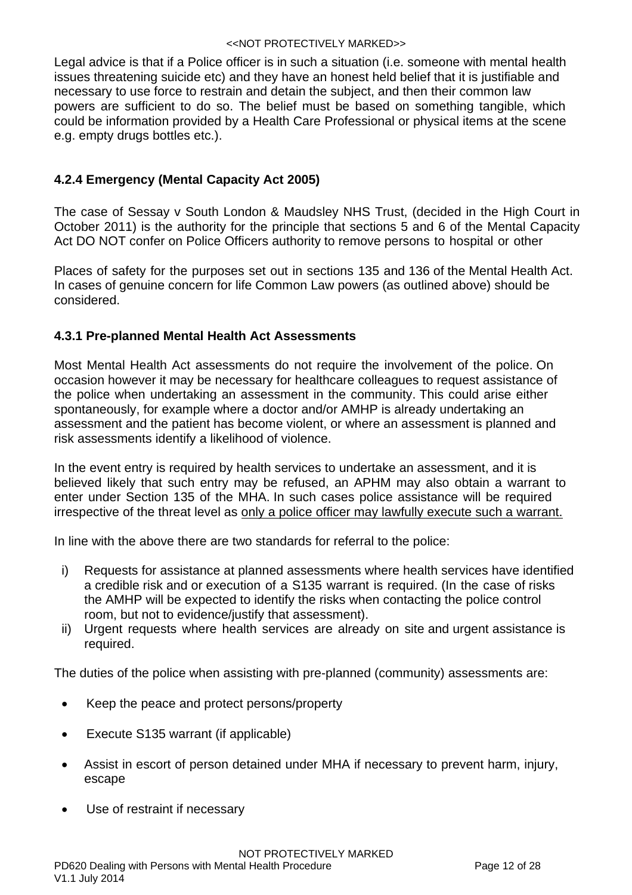Legal advice is that if a Police officer is in such a situation (i.e. someone with mental health issues threatening suicide etc) and they have an honest held belief that it is justifiable and necessary to use force to restrain and detain the subject, and then their common law powers are sufficient to do so. The belief must be based on something tangible, which could be information provided by a Health Care Professional or physical items at the scene e.g. empty drugs bottles etc.).

#### 4.2.4 Emergency (Mental Capacity Act 2005)

The case of Sessay v South London & Maudsley NHS Trust, (decided in the High Court in October 2011) is the authority for the principle that sections 5 and 6 of the Mental Capacity Act DO NOT confer on Police Officers authority to remove persons to hospital or other

Places of safety for the purposes set out in sections 135 and 136 of the Mental Health Act. In cases of genuine concern for life Common Law powers (as outlined above) should be considered.

#### 4.3.1 Pre-planned Mental Health Act Assessments

Most Mental Health Act assessments do not require the involvement of the police. On occasion however it may be necessary for healthcare colleagues to request assistance of the police when undertaking an assessment in the community. This could arise either spontaneously, for example where a doctor and/or AMHP is already undertaking an assessment and the patient has become violent, or where an assessment is planned and risk assessments identify a likelihood of violence.

In the event entry is required by health services to undertake an assessment, and it is believed likely that such entry may be refused, an APHM may also obtain a warrant to enter under Section 135 of the MHA. In such cases police assistance will be required irrespective of the threat level as <u>only a police officer may lawfully execute such a warrant.</u>

In line with the above there are two standards for referral to the police:

i) Requests for assistance at planned assessments where health services have identified a credible risk and or execution of a S135 warrant is required. (In the case of risks the AMHP will be expected to identify the risks when contacting the police control room, but not to evidence/justify that assessment).
ii) Urgent requests where health services are already on site and urgent assistance is required.

The duties of the police when assisting with pre-planned (community) assessments are:

- Keep the peace and protect persons/property
- Execute S135 warrant (if applicable)
- Assist in escort of person detained under MHA if necessary to prevent harm, injury, escape
- Use of restraint if necessary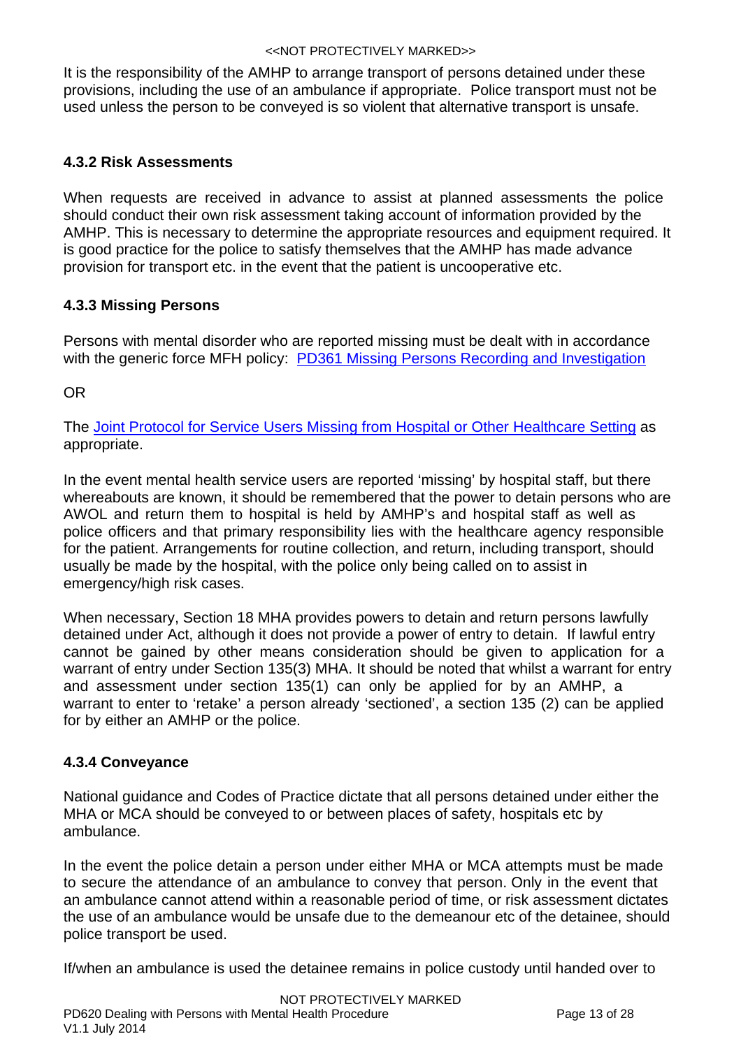It is the responsibility of the AMHP to arrange transport of persons detained under these provisions, including the use of an ambulance if appropriate. Police transport must not be used unless the person to be conveyed is so violent that alternative transport is unsafe.

### 4.3.2 Risk Assessments

When requests are received in advance to assist at planned assessments the police should conduct their own risk assessment taking account of information provided by the AMHP. This is necessary to determine the appropriate resources and equipment required. It is good practice for the police to satisfy themselves that the AMHP has made advance provision for transport etc. in the event that the patient is uncooperative etc.

### 4.3.3 Missing Persons

Persons with mental disorder who are reported missing must be dealt with in accordance with the generic force MFH policy: PD361 Missing Persons Recording and Investigation

OR

The Joint Protocol for Service Users Missing from Hospital or Other Healthcare Setting as appropriate.

In the event mental health service users are reported 'missing' by hospital staff, but there whereabouts are known, it should be remembered that the power to detain persons who are AWOL and return them to hospital is held by AMHP's and hospital staff as well as police officers and that primary responsibility lies with the healthcare agency responsible for the patient. Arrangements for routine collection, and return, including transport, should usually be made by the hospital, with the police only being called on to assist in emergency/high risk cases.

When necessary, Section 18 MHA provides powers to detain and return persons lawfully detained under Act, although it does not provide a power of entry to detain. If lawful entry cannot be gained by other means consideration should be given to application for a warrant of entry under Section 135(3) MHA. It should be noted that whilst a warrant for entry and assessment under section 135(1) can only be applied for by an AMHP, a warrant to enter to 'retake' a person already 'sectioned', a section 135 (2) can be applied for by either an AMHP or the police.

### 4.3.4 Conveyance

National guidance and Codes of Practice dictate that all persons detained under either the MHA or MCA should be conveyed to or between places of safety, hospitals etc by ambulance.

In the event the police detain a person under either MHA or MCA attempts must be made to secure the attendance of an ambulance to convey that person. Only in the event that an ambulance cannot attend within a reasonable period of time, or risk assessment dictates the use of an ambulance would be unsafe due to the demeanour etc of the detainee, should police transport be used.

If/when an ambulance is used the detainee remains in police custody until handed over to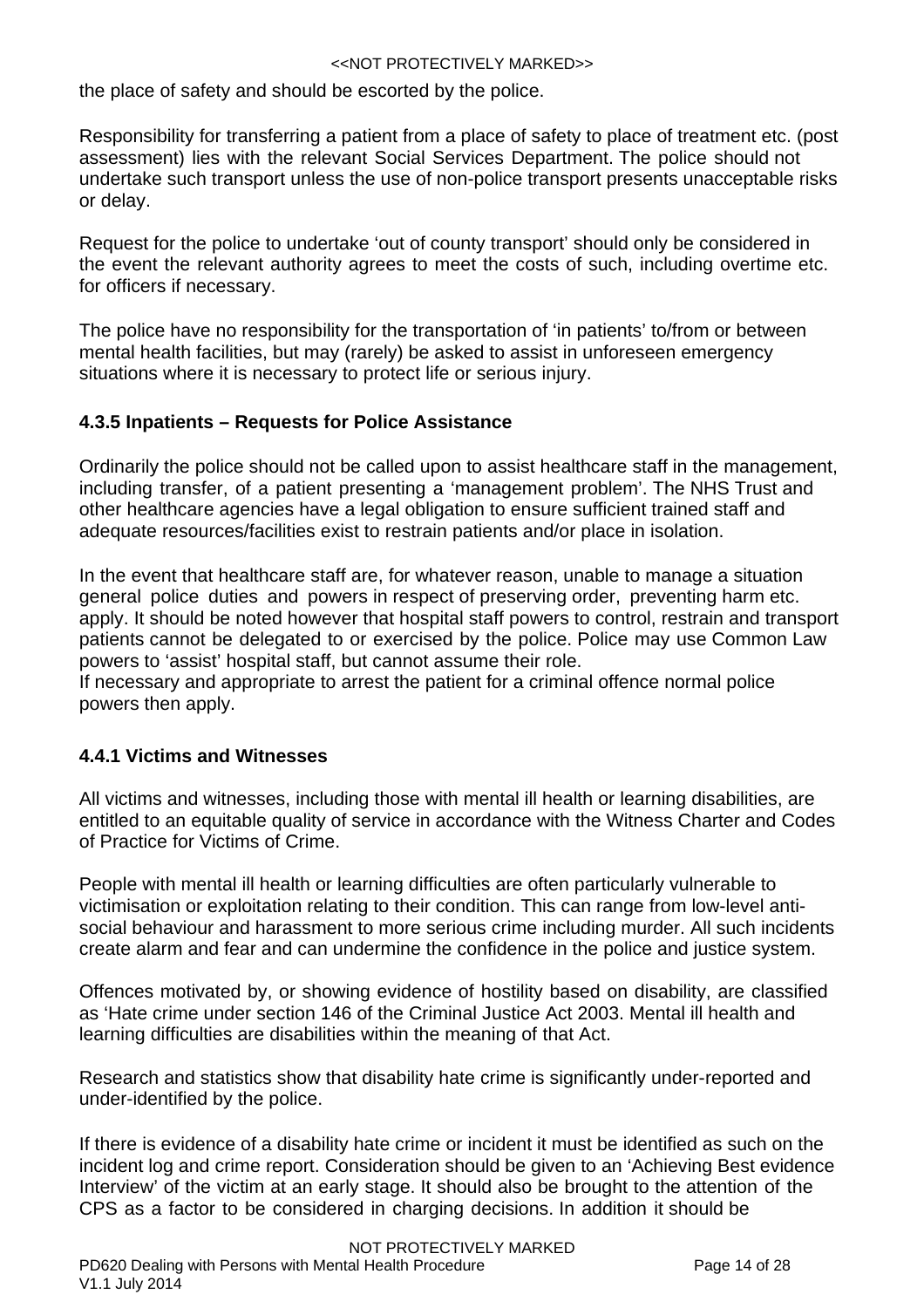the place of safety and should be escorted by the police.

Responsibility for transferring a patient from a place of safety to place of treatment etc. (post assessment) lies with the relevant Social Services Department. The police should not undertake such transport unless the use of non-police transport presents unacceptable risks or delay.

Request for the police to undertake 'out of county transport' should only be considered in the event the relevant authority agrees to meet the costs of such, including overtime etc. for officers if necessary.

The police have no responsibility for the transportation of 'in patients' to/from or between mental health facilities, but may (rarely) be asked to assist in unforeseen emergency situations where it is necessary to protect life or serious injury.

### 4.3.5 Inpatients – Requests for Police Assistance

Ordinarily the police should not be called upon to assist healthcare staff in the management, including transfer, of a patient presenting a 'management problem'. The NHS Trust and other healthcare agencies have a legal obligation to ensure sufficient trained staff and adequate resources/facilities exist to restrain patients and/or place in isolation.

In the event that healthcare staff are, for whatever reason, unable to manage a situation general police duties and powers in respect of preserving order, preventing harm etc. apply. It should be noted however that hospital staff powers to control, restrain and transport patients cannot be delegated to or exercised by the police. Police may use Common Law powers to 'assist' hospital staff, but cannot assume their role.
If necessary and appropriate to arrest the patient for a criminal offence normal police powers then apply.

### 4.4.1 Victims and Witnesses

All victims and witnesses, including those with mental ill health or learning disabilities, are entitled to an equitable quality of service in accordance with the Witness Charter and Codes of Practice for Victims of Crime.

People with mental ill health or learning difficulties are often particularly vulnerable to victimisation or exploitation relating to their condition. This can range from low-level anti-social behaviour and harassment to more serious crime including murder. All such incidents create alarm and fear and can undermine the confidence in the police and justice system.

Offences motivated by, or showing evidence of hostility based on disability, are classified as 'Hate crime under section 146 of the Criminal Justice Act 2003. Mental ill health and learning difficulties are disabilities within the meaning of that Act.

Research and statistics show that disability hate crime is significantly under-reported and under-identified by the police.

If there is evidence of a disability hate crime or incident it must be identified as such on the incident log and crime report. Consideration should be given to an 'Achieving Best evidence Interview' of the victim at an early stage. It should also be brought to the attention of the CPS as a factor to be considered in charging decisions. In addition it should be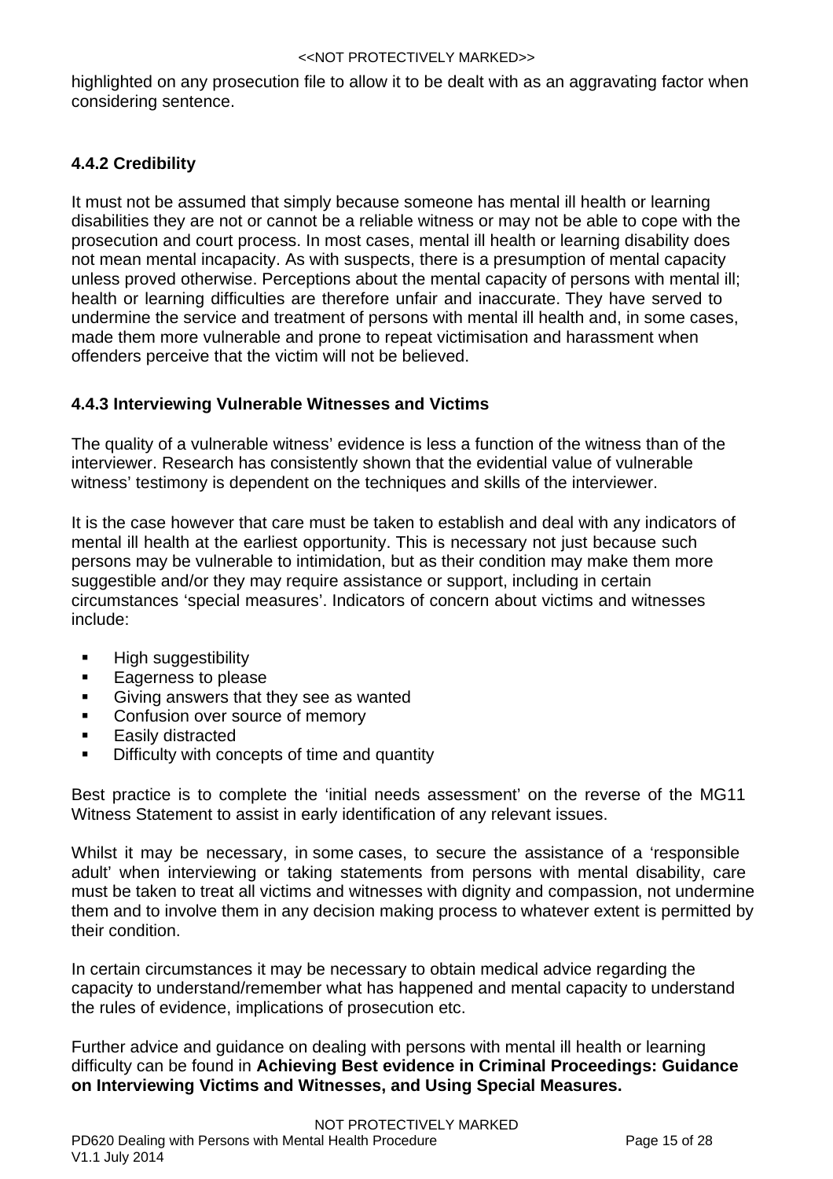highlighted on any prosecution file to allow it to be dealt with as an aggravating factor when considering sentence.

### 4.4.2 Credibility

It must not be assumed that simply because someone has mental ill health or learning disabilities they are not or cannot be a reliable witness or may not be able to cope with the prosecution and court process. In most cases, mental ill health or learning disability does not mean mental incapacity. As with suspects, there is a presumption of mental capacity unless proved otherwise. Perceptions about the mental capacity of persons with mental ill; health or learning difficulties are therefore unfair and inaccurate. They have served to undermine the service and treatment of persons with mental ill health and, in some cases, made them more vulnerable and prone to repeat victimisation and harassment when offenders perceive that the victim will not be believed.

### 4.4.3 Interviewing Vulnerable Witnesses and Victims

The quality of a vulnerable witness' evidence is less a function of the witness than of the interviewer. Research has consistently shown that the evidential value of vulnerable witness' testimony is dependent on the techniques and skills of the interviewer.

It is the case however that care must be taken to establish and deal with any indicators of mental ill health at the earliest opportunity. This is necessary not just because such persons may be vulnerable to intimidation, but as their condition may make them more suggestible and/or they may require assistance or support, including in certain circumstances 'special measures'. Indicators of concern about victims and witnesses include:

- High suggestibility
- Eagerness to please
- Giving answers that they see as wanted
- Confusion over source of memory
- Easily distracted
- Difficulty with concepts of time and quantity

Best practice is to complete the 'initial needs assessment' on the reverse of the MG11 Witness Statement to assist in early identification of any relevant issues.

Whilst it may be necessary, in some cases, to secure the assistance of a 'responsible adult' when interviewing or taking statements from persons with mental disability, care must be taken to treat all victims and witnesses with dignity and compassion, not undermine them and to involve them in any decision making process to whatever extent is permitted by their condition.

In certain circumstances it may be necessary to obtain medical advice regarding the capacity to understand/remember what has happened and mental capacity to understand the rules of evidence, implications of prosecution etc.

Further advice and guidance on dealing with persons with mental ill health or learning difficulty can be found in **Achieving Best evidence in Criminal Proceedings: Guidance on Interviewing Victims and Witnesses, and Using Special Measures.**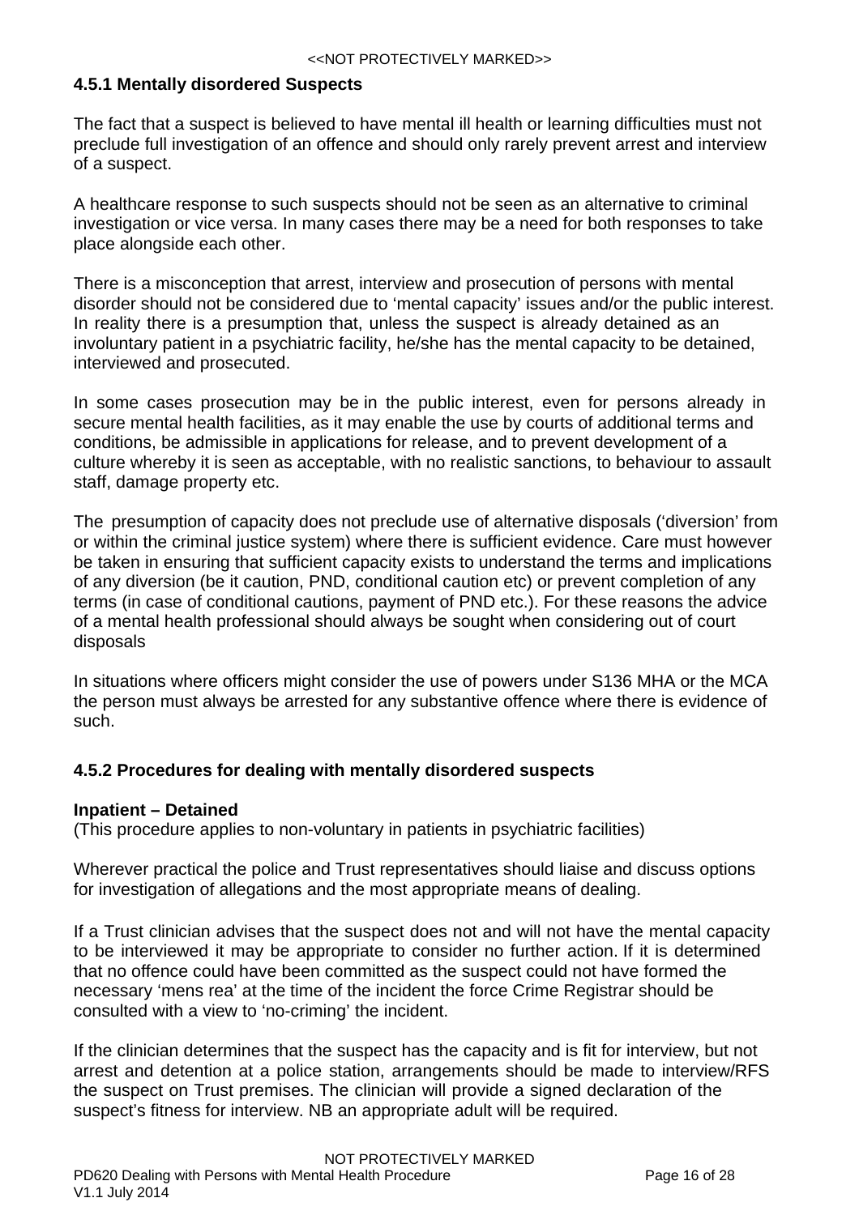### 4.5.1 Mentally disordered Suspects

The fact that a suspect is believed to have mental ill health or learning difficulties must not preclude full investigation of an offence and should only rarely prevent arrest and interview of a suspect.

A healthcare response to such suspects should not be seen as an alternative to criminal investigation or vice versa. In many cases there may be a need for both responses to take place alongside each other.

There is a misconception that arrest, interview and prosecution of persons with mental disorder should not be considered due to 'mental capacity' issues and/or the public interest. In reality there is a presumption that, unless the suspect is already detained as an involuntary patient in a psychiatric facility, he/she has the mental capacity to be detained, interviewed and prosecuted.

In some cases prosecution may be in the public interest, even for persons already in secure mental health facilities, as it may enable the use by courts of additional terms and conditions, be admissible in applications for release, and to prevent development of a culture whereby it is seen as acceptable, with no realistic sanctions, to behaviour to assault staff, damage property etc.

The presumption of capacity does not preclude use of alternative disposals ('diversion' from or within the criminal justice system) where there is sufficient evidence. Care must however be taken in ensuring that sufficient capacity exists to understand the terms and implications of any diversion (be it caution, PND, conditional caution etc) or prevent completion of any terms (in case of conditional cautions, payment of PND etc.). For these reasons the advice of a mental health professional should always be sought when considering out of court disposals

In situations where officers might consider the use of powers under S136 MHA or the MCA the person must always be arrested for any substantive offence where there is evidence of such.

### 4.5.2 Procedures for dealing with mentally disordered suspects

**Inpatient – Detained**
(This procedure applies to non-voluntary in patients in psychiatric facilities)

Wherever practical the police and Trust representatives should liaise and discuss options for investigation of allegations and the most appropriate means of dealing.

If a Trust clinician advises that the suspect does not and will not have the mental capacity to be interviewed it may be appropriate to consider no further action. If it is determined that no offence could have been committed as the suspect could not have formed the necessary 'mens rea' at the time of the incident the force Crime Registrar should be consulted with a view to 'no-criming' the incident.

If the clinician determines that the suspect has the capacity and is fit for interview, but not arrest and detention at a police station, arrangements should be made to interview/RFS the suspect on Trust premises. The clinician will provide a signed declaration of the suspect's fitness for interview. NB an appropriate adult will be required.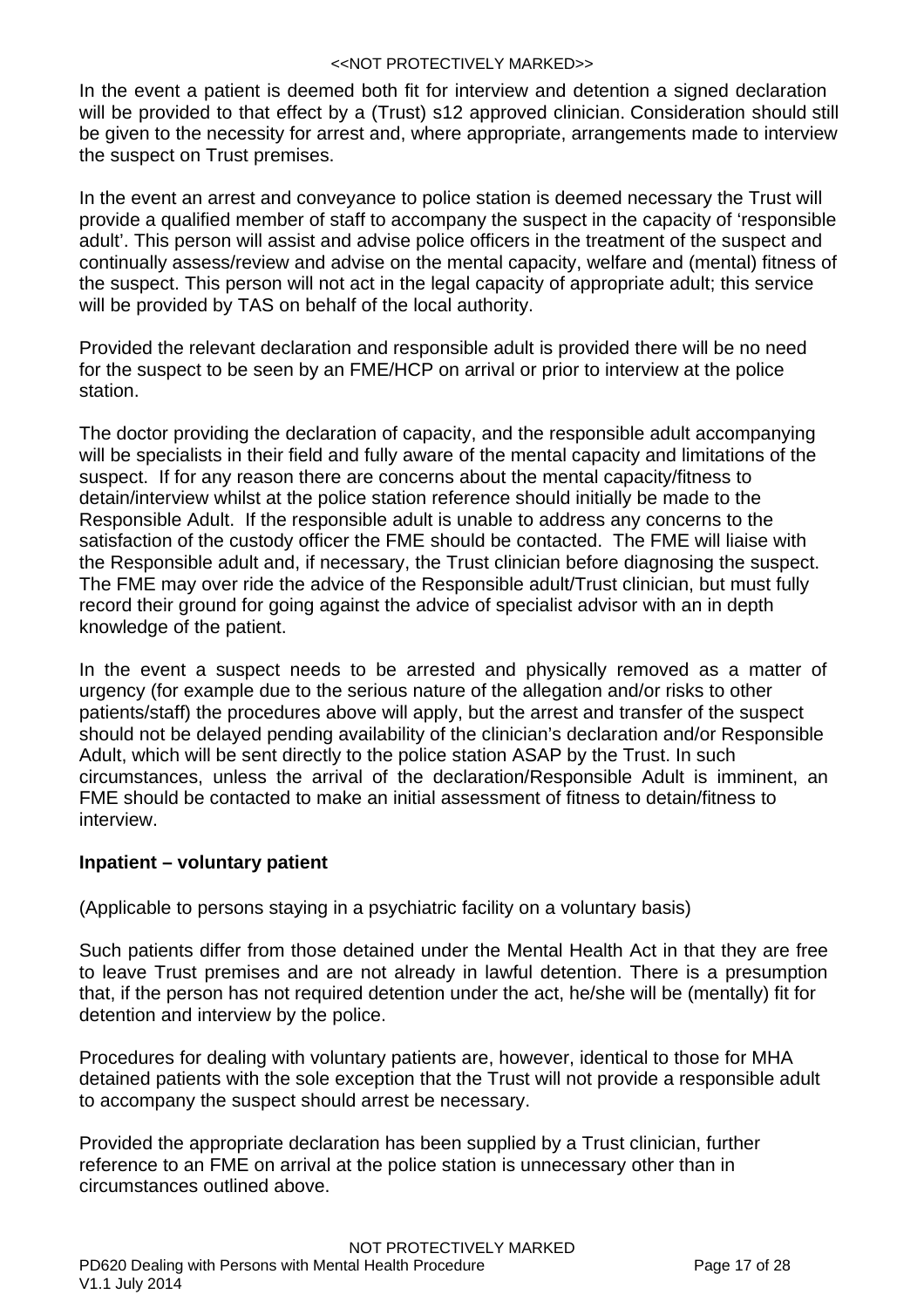In the event a patient is deemed both fit for interview and detention a signed declaration will be provided to that effect by a (Trust) s12 approved clinician. Consideration should still be given to the necessity for arrest and, where appropriate, arrangements made to interview the suspect on Trust premises.

In the event an arrest and conveyance to police station is deemed necessary the Trust will provide a qualified member of staff to accompany the suspect in the capacity of 'responsible adult'. This person will assist and advise police officers in the treatment of the suspect and continually assess/review and advise on the mental capacity, welfare and (mental) fitness of the suspect. This person will not act in the legal capacity of appropriate adult; this service will be provided by TAS on behalf of the local authority.

Provided the relevant declaration and responsible adult is provided there will be no need for the suspect to be seen by an FME/HCP on arrival or prior to interview at the police station.

The doctor providing the declaration of capacity, and the responsible adult accompanying will be specialists in their field and fully aware of the mental capacity and limitations of the suspect. If for any reason there are concerns about the mental capacity/fitness to detain/interview whilst at the police station reference should initially be made to the Responsible Adult. If the responsible adult is unable to address any concerns to the satisfaction of the custody officer the FME should be contacted. The FME will liaise with the Responsible adult and, if necessary, the Trust clinician before diagnosing the suspect. The FME may over ride the advice of the Responsible adult/Trust clinician, but must fully record their ground for going against the advice of specialist advisor with an in depth knowledge of the patient.

In the event a suspect needs to be arrested and physically removed as a matter of urgency (for example due to the serious nature of the allegation and/or risks to other patients/staff) the procedures above will apply, but the arrest and transfer of the suspect should not be delayed pending availability of the clinician's declaration and/or Responsible Adult, which will be sent directly to the police station ASAP by the Trust. In such circumstances, unless the arrival of the declaration/Responsible Adult is imminent, an FME should be contacted to make an initial assessment of fitness to detain/fitness to interview.

**Inpatient – voluntary patient**

(Applicable to persons staying in a psychiatric facility on a voluntary basis)

Such patients differ from those detained under the Mental Health Act in that they are free to leave Trust premises and are not already in lawful detention. There is a presumption that, if the person has not required detention under the act, he/she will be (mentally) fit for detention and interview by the police.

Procedures for dealing with voluntary patients are, however, identical to those for MHA detained patients with the sole exception that the Trust will not provide a responsible adult to accompany the suspect should arrest be necessary.

Provided the appropriate declaration has been supplied by a Trust clinician, further reference to an FME on arrival at the police station is unnecessary other than in circumstances outlined above.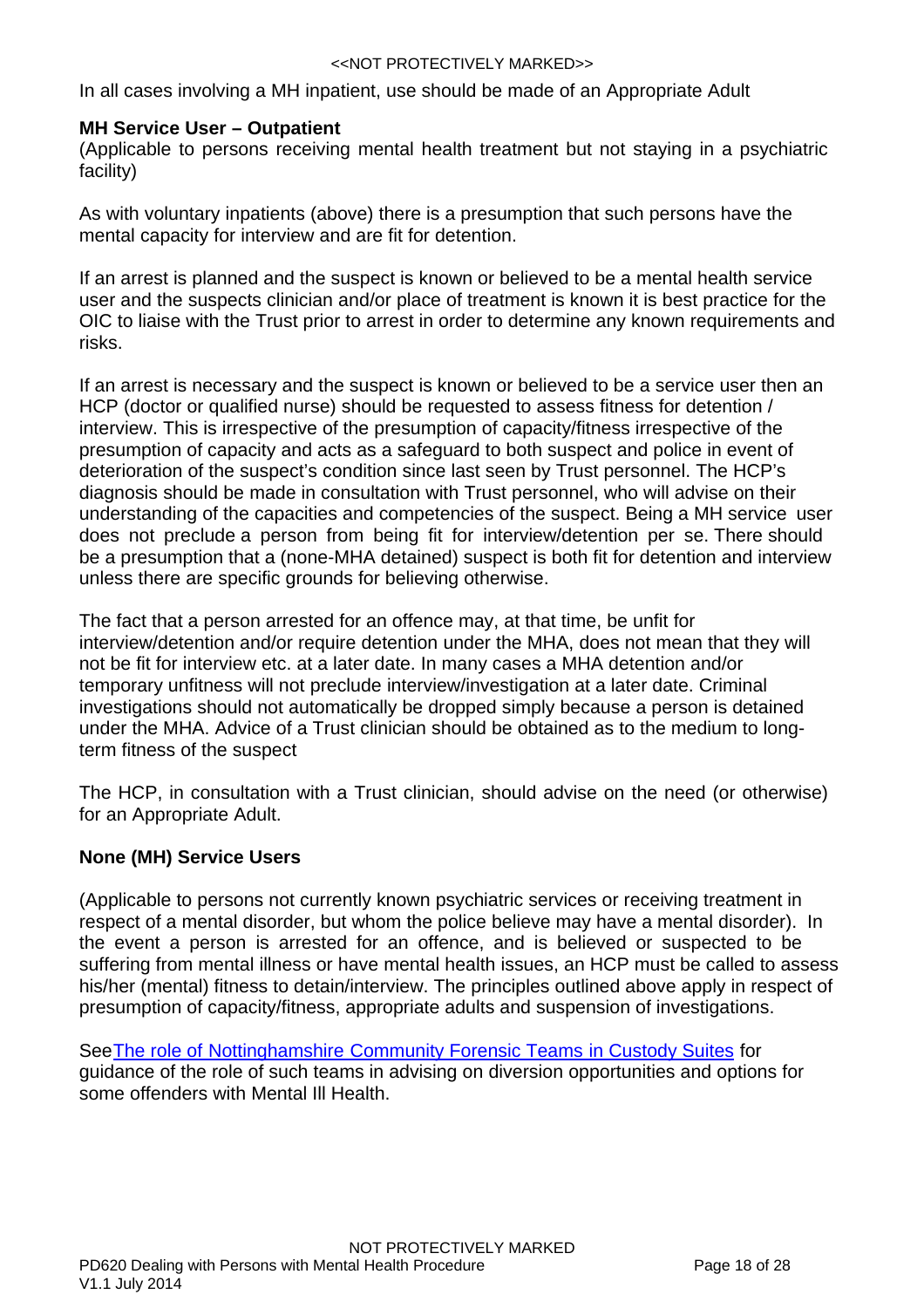In all cases involving a MH inpatient, use should be made of an Appropriate Adult

**MH Service User – Outpatient**

(Applicable to persons receiving mental health treatment but not staying in a psychiatric facility)

As with voluntary inpatients (above) there is a presumption that such persons have the mental capacity for interview and are fit for detention.

If an arrest is planned and the suspect is known or believed to be a mental health service user and the suspects clinician and/or place of treatment is known it is best practice for the OIC to liaise with the Trust prior to arrest in order to determine any known requirements and risks.

If an arrest is necessary and the suspect is known or believed to be a service user then an HCP (doctor or qualified nurse) should be requested to assess fitness for detention / interview. This is irrespective of the presumption of capacity/fitness irrespective of the presumption of capacity and acts as a safeguard to both suspect and police in event of deterioration of the suspect's condition since last seen by Trust personnel. The HCP's diagnosis should be made in consultation with Trust personnel, who will advise on their understanding of the capacities and competencies of the suspect. Being a MH service user does not preclude a person from being fit for interview/detention per se. There should be a presumption that a (none-MHA detained) suspect is both fit for detention and interview unless there are specific grounds for believing otherwise.

The fact that a person arrested for an offence may, at that time, be unfit for interview/detention and/or require detention under the MHA, does not mean that they will not be fit for interview etc. at a later date. In many cases a MHA detention and/or temporary unfitness will not preclude interview/investigation at a later date. Criminal investigations should not automatically be dropped simply because a person is detained under the MHA. Advice of a Trust clinician should be obtained as to the medium to long-term fitness of the suspect

The HCP, in consultation with a Trust clinician, should advise on the need (or otherwise) for an Appropriate Adult.

**None (MH) Service Users**

(Applicable to persons not currently known psychiatric services or receiving treatment in respect of a mental disorder, but whom the police believe may have a mental disorder). In the event a person is arrested for an offence, and is believed or suspected to be suffering from mental illness or have mental health issues, an HCP must be called to assess his/her (mental) fitness to detain/interview. The principles outlined above apply in respect of presumption of capacity/fitness, appropriate adults and suspension of investigations.

SeeThe role of Nottinghamshire Community Forensic Teams in Custody Suites for guidance of the role of such teams in advising on diversion opportunities and options for some offenders with Mental Ill Health.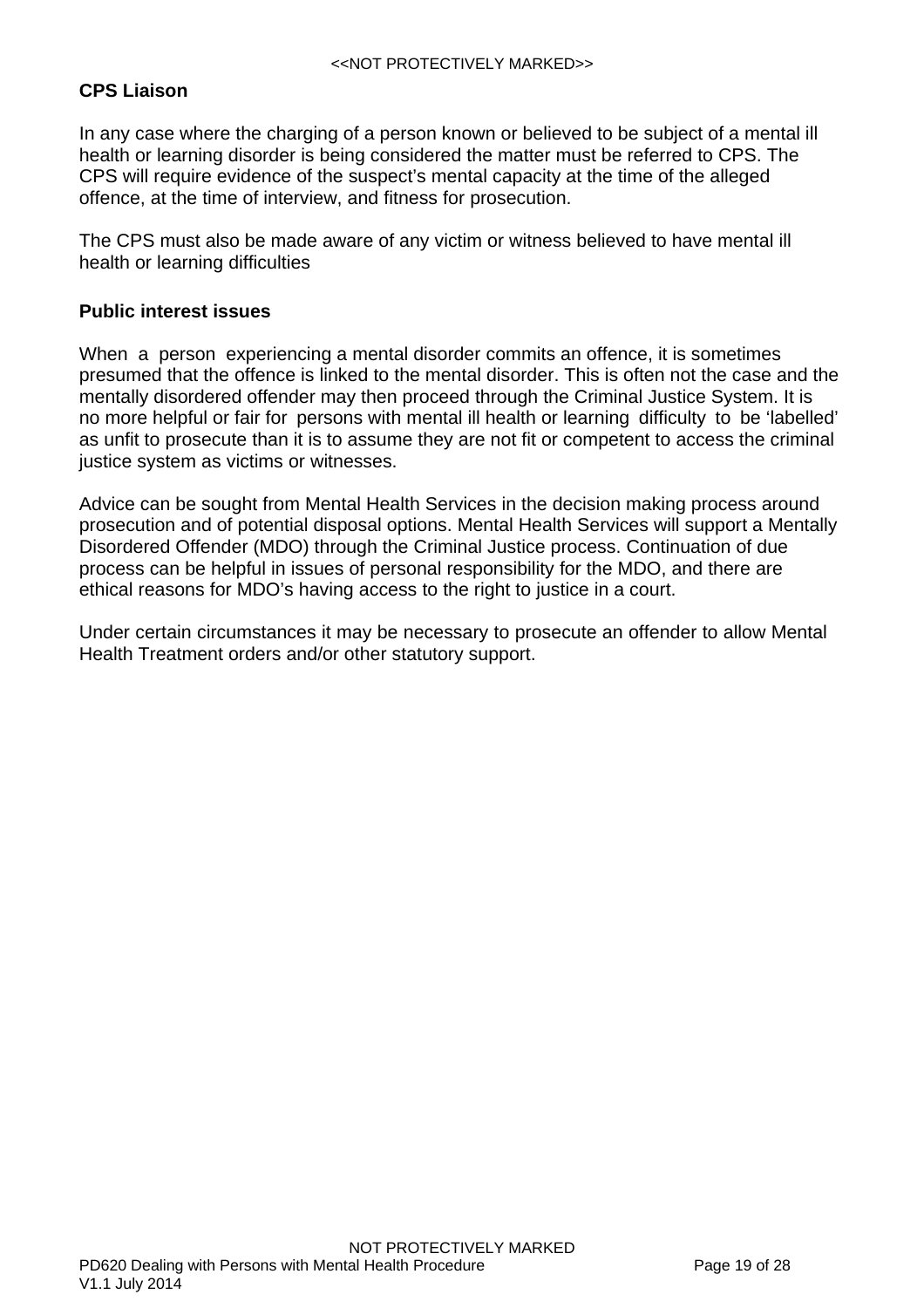**CPS Liaison**

In any case where the charging of a person known or believed to be subject of a mental ill health or learning disorder is being considered the matter must be referred to CPS. The CPS will require evidence of the suspect's mental capacity at the time of the alleged offence, at the time of interview, and fitness for prosecution.

The CPS must also be made aware of any victim or witness believed to have mental ill health or learning difficulties

**Public interest issues**

When a person experiencing a mental disorder commits an offence, it is sometimes presumed that the offence is linked to the mental disorder. This is often not the case and the mentally disordered offender may then proceed through the Criminal Justice System. It is no more helpful or fair for persons with mental ill health or learning difficulty to be 'labelled' as unfit to prosecute than it is to assume they are not fit or competent to access the criminal justice system as victims or witnesses.

Advice can be sought from Mental Health Services in the decision making process around prosecution and of potential disposal options. Mental Health Services will support a Mentally Disordered Offender (MDO) through the Criminal Justice process. Continuation of due process can be helpful in issues of personal responsibility for the MDO, and there are ethical reasons for MDO's having access to the right to justice in a court.

Under certain circumstances it may be necessary to prosecute an offender to allow Mental Health Treatment orders and/or other statutory support.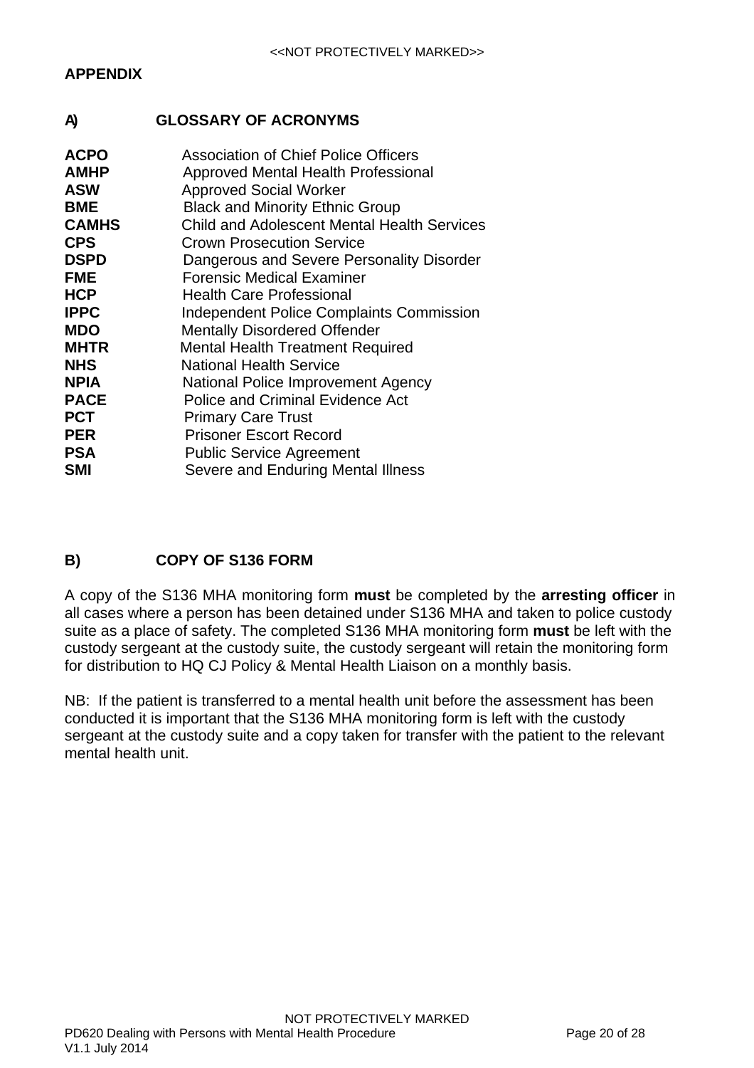## APPENDIX

### A) GLOSSARY OF ACRONYMS

| | |
|---|---|
| **ACPO** | Association of Chief Police Officers |
| **AMHP** | Approved Mental Health Professional |
| **ASW** | Approved Social Worker |
| **BME** | Black and Minority Ethnic Group |
| **CAMHS** | Child and Adolescent Mental Health Services |
| **CPS** | Crown Prosecution Service |
| **DSPD** | Dangerous and Severe Personality Disorder |
| **FME** | Forensic Medical Examiner |
| **HCP** | Health Care Professional |
| **IPPC** | Independent Police Complaints Commission |
| **MDO** | Mentally Disordered Offender |
| **MHTR** | Mental Health Treatment Required |
| **NHS** | National Health Service |
| **NPIA** | National Police Improvement Agency |
| **PACE** | Police and Criminal Evidence Act |
| **PCT** | Primary Care Trust |
| **PER** | Prisoner Escort Record |
| **PSA** | Public Service Agreement |
| **SMI** | Severe and Enduring Mental Illness |

### B) COPY OF S136 FORM

A copy of the S136 MHA monitoring form **must** be completed by the **arresting officer** in all cases where a person has been detained under S136 MHA and taken to police custody suite as a place of safety. The completed S136 MHA monitoring form **must** be left with the custody sergeant at the custody suite, the custody sergeant will retain the monitoring form for distribution to HQ CJ Policy & Mental Health Liaison on a monthly basis.

NB: If the patient is transferred to a mental health unit before the assessment has been conducted it is important that the S136 MHA monitoring form is left with the custody sergeant at the custody suite and a copy taken for transfer with the patient to the relevant mental health unit.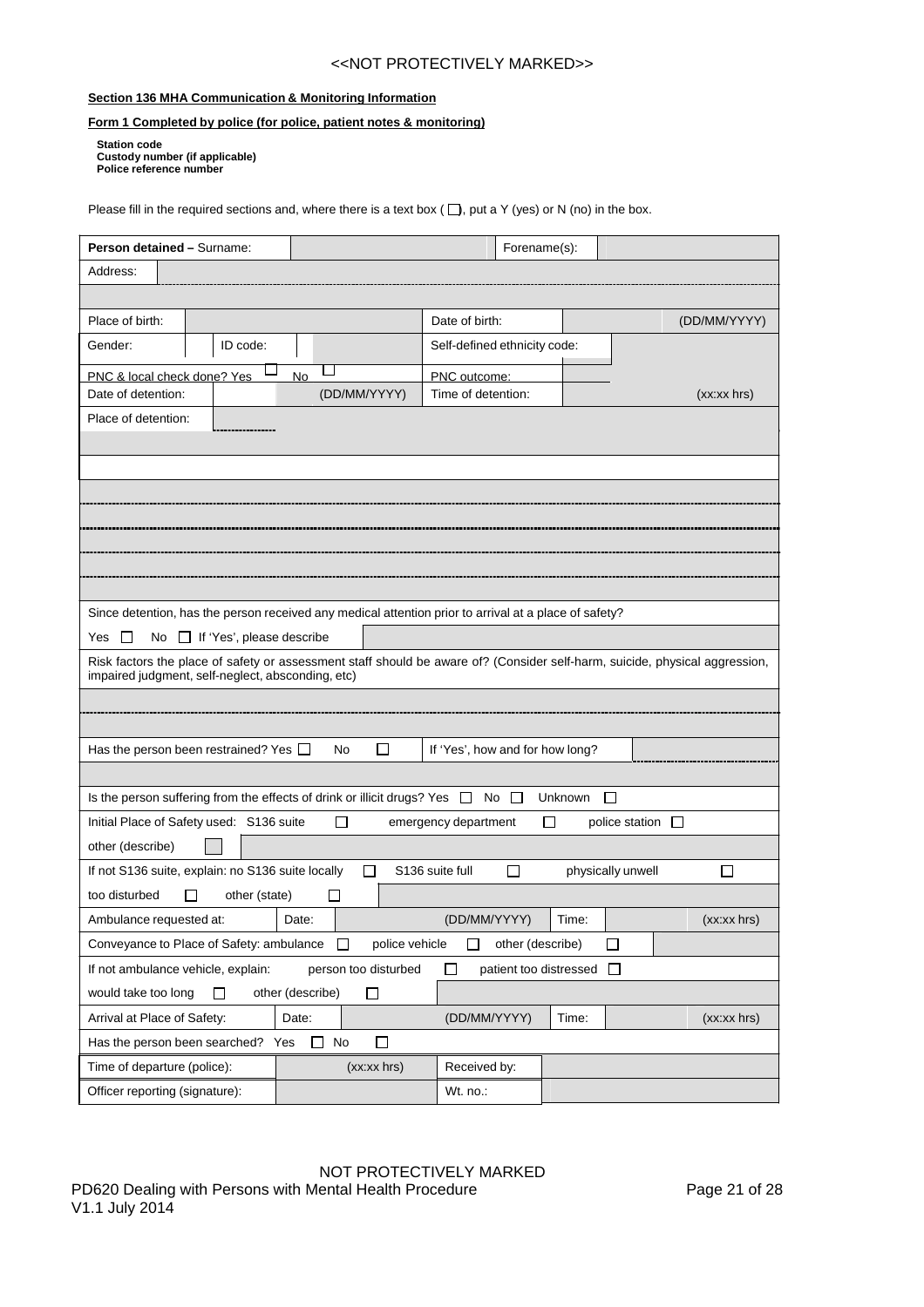**Section 136 MHA Communication & Monitoring Information**

**Form 1 Completed by police (for police, patient notes & monitoring)**

**Station code**
**Custody number (if applicable)**
**Police reference number**

Please fill in the required sections and, where there is a text box ( ☐), put a Y (yes) or N (no) in the box.

| | | | |
|---|---|---|---|
| **Person detained –** Surname: | | Forename(s): | |
| Address: | | | |
| | | | |
| Place of birth: | | Date of birth: | (DD/MM/YYYY) |
| Gender: | ID code: | Self-defined ethnicity code: | |
| PNC & local check done? Yes ☐ No ☐ | | PNC outcome: | |
| Date of detention: | (DD/MM/YYYY) | Time of detention: | (xx:xx hrs) |
| Place of detention: | | | |
| | | | |
| | | | |
| | | | |
| | | | |
| | | | |
| | | | |
| | | | |
| Since detention, has the person received any medical attention prior to arrival at a place of safety? | | | |
| Yes ☐ No ☐ If 'Yes', please describe | | | |
| Risk factors the place of safety or assessment staff should be aware of? (Consider self-harm, suicide, physical aggression, impaired judgment, self-neglect, absconding, etc) | | | |
| | | | |
| | | | |
| Has the person been restrained? Yes ☐ No ☐ | | If 'Yes', how and for how long? | |
| | | | |
| Is the person suffering from the effects of drink or illicit drugs? Yes ☐ No ☐ Unknown ☐ | | | |
| Initial Place of Safety used: S136 suite ☐ | emergency department ☐ | police station ☐ | |
| other (describe) ☐ | | | |
| If not S136 suite, explain: no S136 suite locally ☐ | S136 suite full ☐ | physically unwell ☐ | |
| too disturbed ☐ other (state) ☐ | | | |
| Ambulance requested at: | Date: (DD/MM/YYYY) | Time: | (xx:xx hrs) |
| Conveyance to Place of Safety: ambulance ☐ | police vehicle ☐ | other (describe) ☐ | |
| If not ambulance vehicle, explain: | person too disturbed ☐ | patient too distressed ☐ | |
| would take too long ☐ other (describe) ☐ | | | |
| Arrival at Place of Safety: | Date: (DD/MM/YYYY) | Time: | (xx:xx hrs) |
| Has the person been searched? Yes ☐ No ☐ | | | |
| Time of departure (police): | (xx:xx hrs) | Received by: | |
| Officer reporting (signature): | | Wt. no.: | |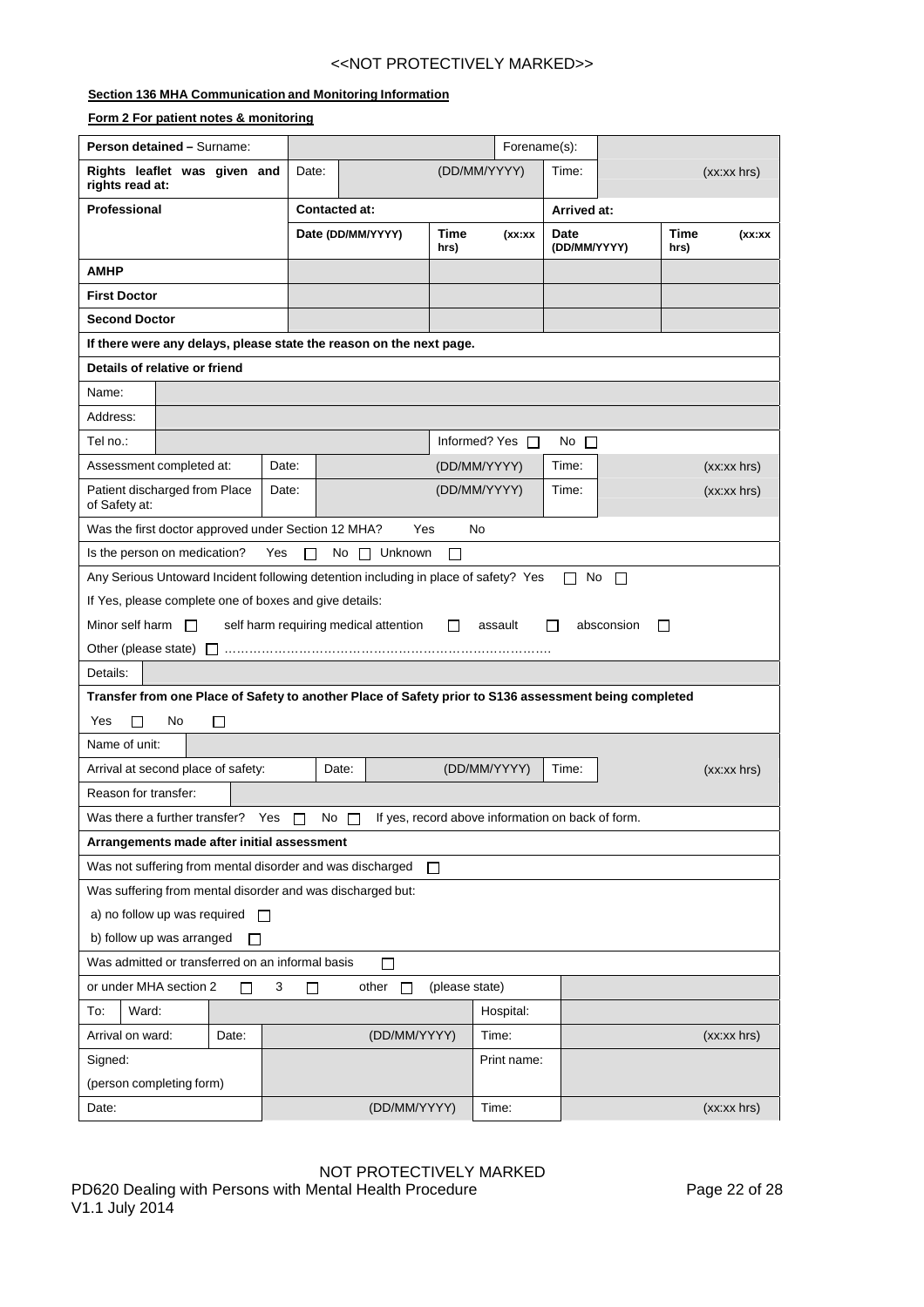**Section 136 MHA Communication and Monitoring Information**

**Form 2 For patient notes & monitoring**

| **Person detained –** Surname: | | | Forename(s): | |
|---|---|---|---|---|
| **Rights leaflet was given and rights read at:** | Date: | (DD/MM/YYYY) | Time: | (xx:xx hrs) |

| **Professional** | **Contacted at:** | | **Arrived at:** | |
|---|---|---|---|---|
| | **Date (DD/MM/YYYY)** | **Time (xx:xx hrs)** | **Date (DD/MM/YYYY)** | **Time (xx:xx hrs)** |
| **AMHP** | | | | |
| **First Doctor** | | | | |
| **Second Doctor** | | | | |

**If there were any delays, please state the reason on the next page.**

**Details of relative or friend**

| | | | |
|---|---|---|---|
| Name: | | | |
| Address: | | | |
| Tel no.: | | Informed? Yes ☐ | No ☐ |

| | | | | |
|---|---|---|---|---|
| Assessment completed at: | Date: | (DD/MM/YYYY) | Time: | (xx:xx hrs) |
| Patient discharged from Place of Safety at: | Date: | (DD/MM/YYYY) | Time: | (xx:xx hrs) |

Was the first doctor approved under Section 12 MHA? Yes No

Is the person on medication? Yes ☐ No ☐ Unknown ☐

Any Serious Untoward Incident following detention including in place of safety? Yes ☐ No ☐

If Yes, please complete one of boxes and give details:

Minor self harm ☐ self harm requiring medical attention ☐ assault ☐ absconsion ☐

Other (please state) ☐ …………………………………………………………………….

Details:

**Transfer from one Place of Safety to another Place of Safety prior to S136 assessment being completed**

Yes ☐ No ☐

| | | | | |
|---|---|---|---|---|
| Name of unit: | | | | |
| Arrival at second place of safety: | Date: | (DD/MM/YYYY) | Time: | (xx:xx hrs) |
| Reason for transfer: | | | | |

Was there a further transfer? Yes ☐ No ☐ If yes, record above information on back of form.

**Arrangements made after initial assessment**

Was not suffering from mental disorder and was discharged ☐

Was suffering from mental disorder and was discharged but:

a) no follow up was required ☐

b) follow up was arranged ☐

Was admitted or transferred on an informal basis ☐

or under MHA section 2 ☐ 3 ☐ other ☐ (please state)

| | | | | |
|---|---|---|---|---|
| To: Ward: | | | Hospital: | |
| Arrival on ward: | Date: | (DD/MM/YYYY) | Time: | (xx:xx hrs) |
| Signed: (person completing form) | | | Print name: | |
| Date: | | (DD/MM/YYYY) | Time: | (xx:xx hrs) |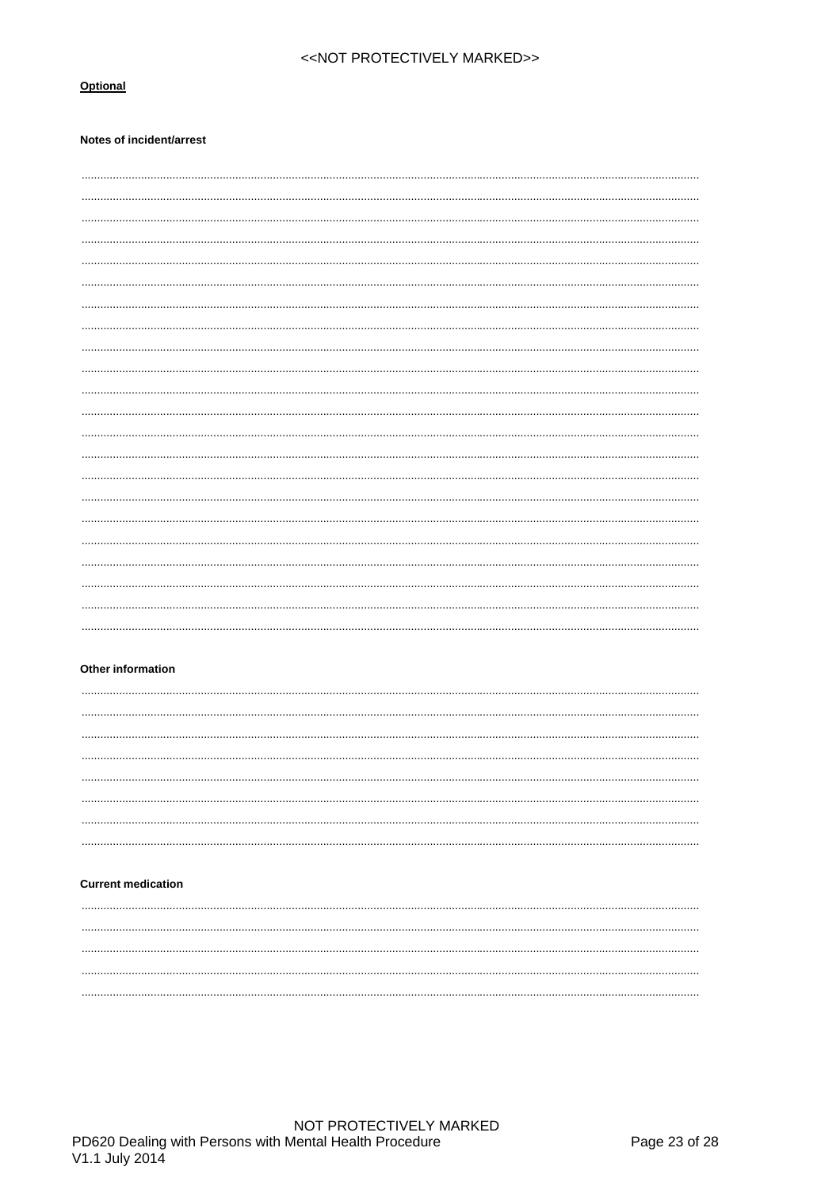**Optional**

**Notes of incident/arrest**

.......................................................................................................................................................................................

.......................................................................................................................................................................................

.......................................................................................................................................................................................

.......................................................................................................................................................................................

.......................................................................................................................................................................................

.......................................................................................................................................................................................

.......................................................................................................................................................................................

.......................................................................................................................................................................................

.......................................................................................................................................................................................

.......................................................................................................................................................................................

.......................................................................................................................................................................................

.......................................................................................................................................................................................

.......................................................................................................................................................................................

.......................................................................................................................................................................................

.......................................................................................................................................................................................

.......................................................................................................................................................................................

.......................................................................................................................................................................................

.......................................................................................................................................................................................

.......................................................................................................................................................................................

.......................................................................................................................................................................................

.......................................................................................................................................................................................

.......................................................................................................................................................................................

**Other information**

.......................................................................................................................................................................................

.......................................................................................................................................................................................

.......................................................................................................................................................................................

.......................................................................................................................................................................................

.......................................................................................................................................................................................

.......................................................................................................................................................................................

.......................................................................................................................................................................................

.......................................................................................................................................................................................

**Current medication**

.......................................................................................................................................................................................

.......................................................................................................................................................................................

.......................................................................................................................................................................................

.......................................................................................................................................................................................

.......................................................................................................................................................................................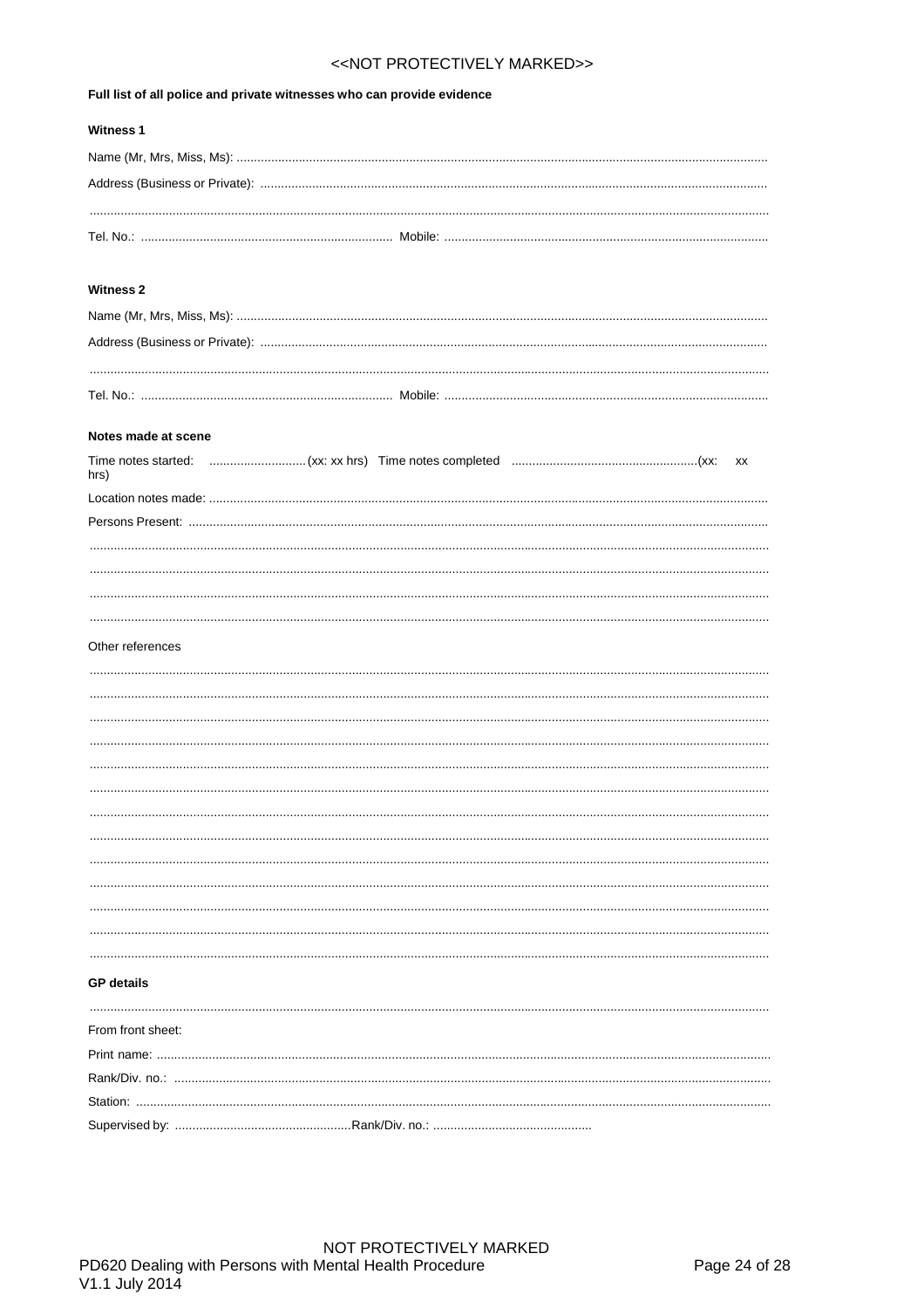**Full list of all police and private witnesses who can provide evidence**

**Witness 1**

Name (Mr, Mrs, Miss, Ms): ..........................................................................................................................................................

Address (Business or Private): ....................................................................................................................................................

.........................................................................................................................................................................................................

Tel. No.: .......................................................................... Mobile: ...............................................................................................

**Witness 2**

Name (Mr, Mrs, Miss, Ms): ..........................................................................................................................................................

Address (Business or Private): ....................................................................................................................................................

.........................................................................................................................................................................................................

Tel. No.: .......................................................................... Mobile: ...............................................................................................

**Notes made at scene**

Time notes started: ............................(xx: xx hrs) Time notes completed ......................................................(xx: xx hrs)

Location notes made: ..................................................................................................................................................................

Persons Present: ..........................................................................................................................................................................

.........................................................................................................................................................................................................

.........................................................................................................................................................................................................

.........................................................................................................................................................................................................

.........................................................................................................................................................................................................

Other references

.........................................................................................................................................................................................................

.........................................................................................................................................................................................................

.........................................................................................................................................................................................................

.........................................................................................................................................................................................................

.........................................................................................................................................................................................................

.........................................................................................................................................................................................................

.........................................................................................................................................................................................................

.........................................................................................................................................................................................................

.........................................................................................................................................................................................................

.........................................................................................................................................................................................................

.........................................................................................................................................................................................................

.........................................................................................................................................................................................................

.........................................................................................................................................................................................................

**GP details**

.........................................................................................................................................................................................................

From front sheet:

Print name: ...................................................................................................................................................................................

Rank/Div. no.: ...............................................................................................................................................................................

Station: .........................................................................................................................................................................................

Supervised by: ....................................................Rank/Div. no.: ..............................................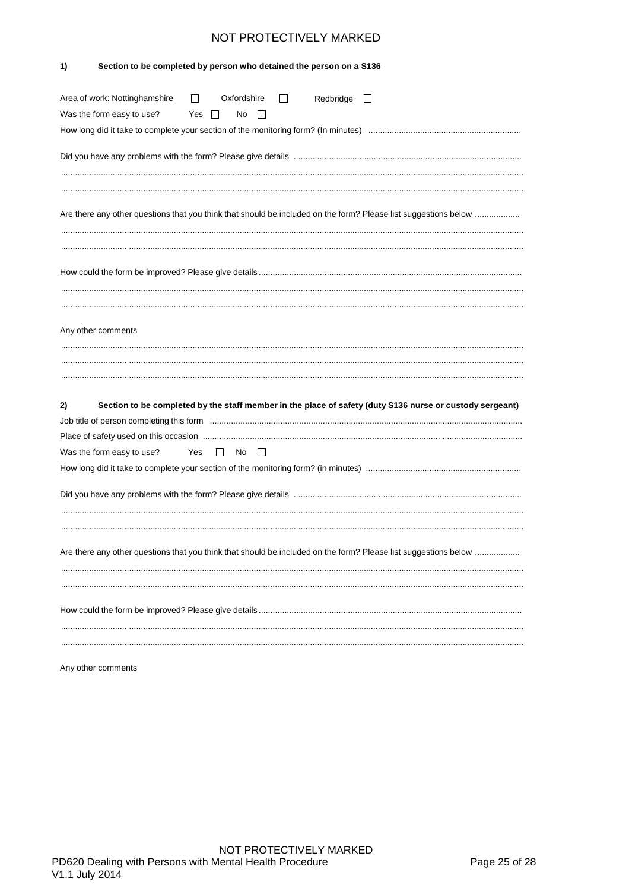## 1) Section to be completed by person who detained the person on a S136

Area of work: Nottinghamshire ☐ Oxfordshire ☐ Redbridge ☐

Was the form easy to use? Yes ☐ No ☐

How long did it take to complete your section of the monitoring form? (In minutes) ................................................................

Did you have any problems with the form? Please give details ................................................................................................

.......................................................................................................................................................................................................

.......................................................................................................................................................................................................

Are there any other questions that you think that should be included on the form? Please list suggestions below ...................

.......................................................................................................................................................................................................

.......................................................................................................................................................................................................

How could the form be improved? Please give details ................................................................................................................

.......................................................................................................................................................................................................

.......................................................................................................................................................................................................

Any other comments

.......................................................................................................................................................................................................

.......................................................................................................................................................................................................

.......................................................................................................................................................................................................

## 2) Section to be completed by the staff member in the place of safety (duty S136 nurse or custody sergeant)

Job title of person completing this form .....................................................................................................................................

Place of safety used on this occasion .......................................................................................................................................

Was the form easy to use? Yes ☐ No ☐

How long did it take to complete your section of the monitoring form? (in minutes) .................................................................

Did you have any problems with the form? Please give details ................................................................................................

.......................................................................................................................................................................................................

.......................................................................................................................................................................................................

Are there any other questions that you think that should be included on the form? Please list suggestions below ...................

.......................................................................................................................................................................................................

.......................................................................................................................................................................................................

How could the form be improved? Please give details ................................................................................................................

.......................................................................................................................................................................................................

.......................................................................................................................................................................................................

Any other comments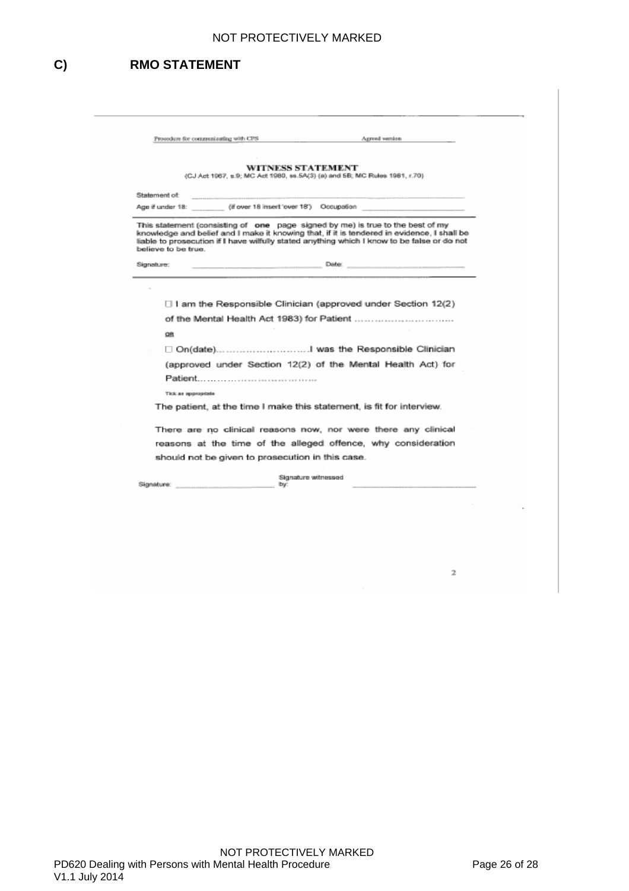## C) RMO STATEMENT

Procedure for communicating with CPS — Agreed version

**WITNESS STATEMENT**

(CJ Act 1967, s.9; MC Act 1980, ss.5A(3) (a) and 5B; MC Rules 1981, r.70)

Statement of: ______________________

Age if under 18: ________ (if over 18 insert 'over 18') Occupation: ______________________

This statement (consisting of **one** page signed by me) is true to the best of my knowledge and belief and I make it knowing that, if it is tendered in evidence, I shall be liable to prosecution if I have wilfully stated anything which I know to be false or do not believe to be true.

Signature: ______________________ Date: ______________________

☐ I am the Responsible Clinician (approved under Section 12(2) of the Mental Health Act 1983) for Patient ………………………….

OR

☐ On(date)………………………..I was the Responsible Clinician (approved under Section 12(2) of the Mental Health Act) for Patient……………………………..

Tick as appropriate

The patient, at the time I make this statement, is fit for interview.

There are no clinical reasons now, nor were there any clinical reasons at the time of the alleged offence, why consideration should not be given to prosecution in this case.

Signature: ______________________ Signature witnessed by: ______________________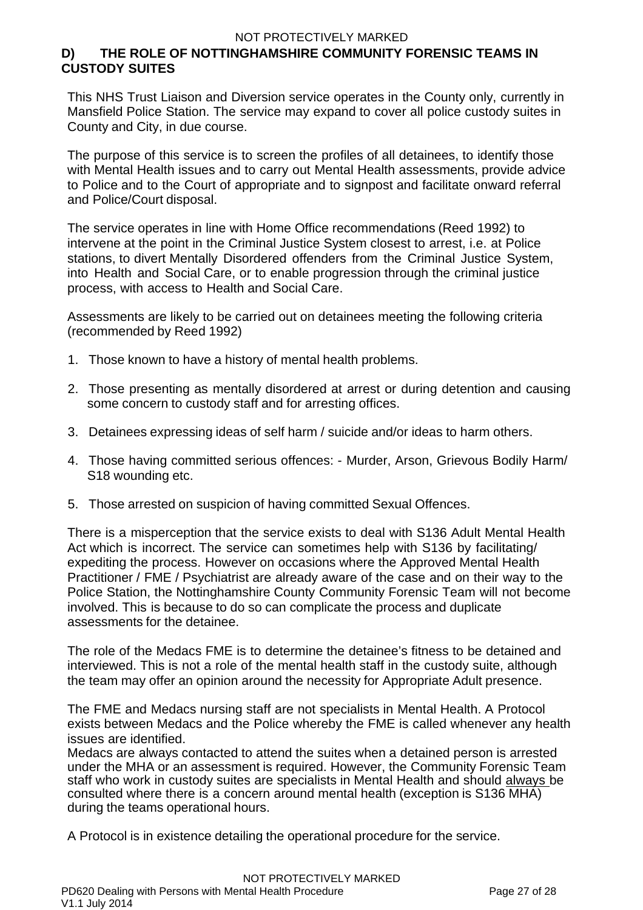## D) THE ROLE OF NOTTINGHAMSHIRE COMMUNITY FORENSIC TEAMS IN CUSTODY SUITES

This NHS Trust Liaison and Diversion service operates in the County only, currently in Mansfield Police Station. The service may expand to cover all police custody suites in County and City, in due course.

The purpose of this service is to screen the profiles of all detainees, to identify those with Mental Health issues and to carry out Mental Health assessments, provide advice to Police and to the Court of appropriate and to signpost and facilitate onward referral and Police/Court disposal.

The service operates in line with Home Office recommendations (Reed 1992) to intervene at the point in the Criminal Justice System closest to arrest, i.e. at Police stations, to divert Mentally Disordered offenders from the Criminal Justice System, into Health and Social Care, or to enable progression through the criminal justice process, with access to Health and Social Care.

Assessments are likely to be carried out on detainees meeting the following criteria (recommended by Reed 1992)

1. Those known to have a history of mental health problems.
2. Those presenting as mentally disordered at arrest or during detention and causing some concern to custody staff and for arresting offices.
3. Detainees expressing ideas of self harm / suicide and/or ideas to harm others.
4. Those having committed serious offences: - Murder, Arson, Grievous Bodily Harm/ S18 wounding etc.
5. Those arrested on suspicion of having committed Sexual Offences.

There is a misperception that the service exists to deal with S136 Adult Mental Health Act which is incorrect. The service can sometimes help with S136 by facilitating/ expediting the process. However on occasions where the Approved Mental Health Practitioner / FME / Psychiatrist are already aware of the case and on their way to the Police Station, the Nottinghamshire County Community Forensic Team will not become involved. This is because to do so can complicate the process and duplicate assessments for the detainee.

The role of the Medacs FME is to determine the detainee's fitness to be detained and interviewed. This is not a role of the mental health staff in the custody suite, although the team may offer an opinion around the necessity for Appropriate Adult presence.

The FME and Medacs nursing staff are not specialists in Mental Health. A Protocol exists between Medacs and the Police whereby the FME is called whenever any health issues are identified.
Medacs are always contacted to attend the suites when a detained person is arrested under the MHA or an assessment is required. However, the Community Forensic Team staff who work in custody suites are specialists in Mental Health and should always be consulted where there is a concern around mental health (exception is S136 MHA) during the teams operational hours.

A Protocol is in existence detailing the operational procedure for the service.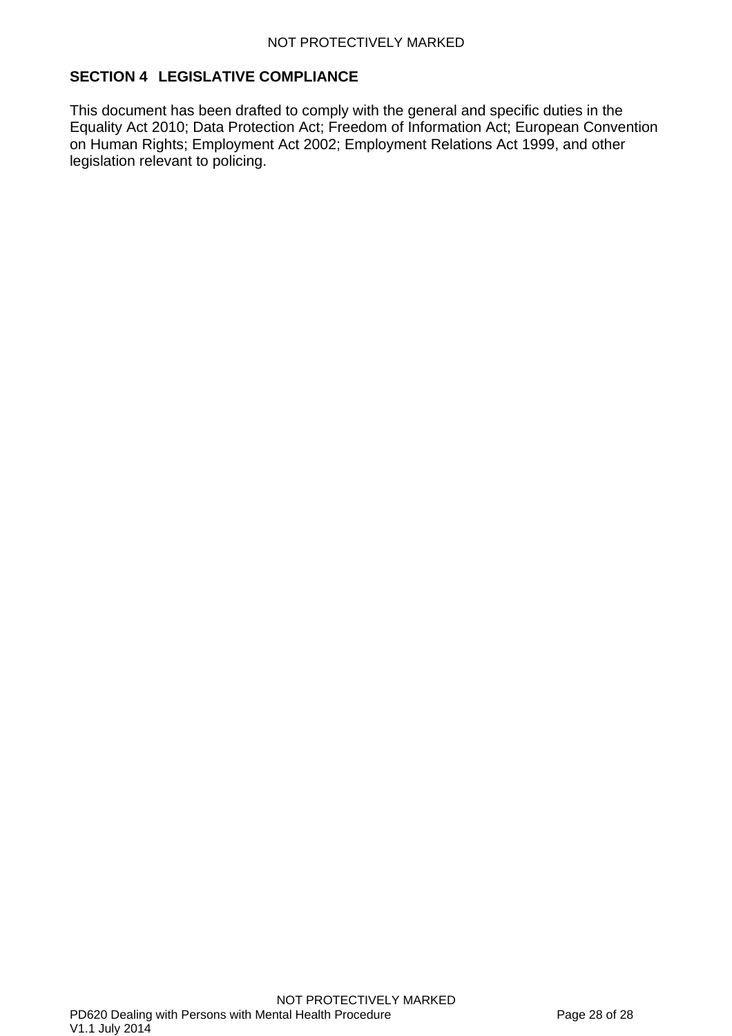## SECTION 4 LEGISLATIVE COMPLIANCE

This document has been drafted to comply with the general and specific duties in the Equality Act 2010; Data Protection Act; Freedom of Information Act; European Convention on Human Rights; Employment Act 2002; Employment Relations Act 1999, and other legislation relevant to policing.